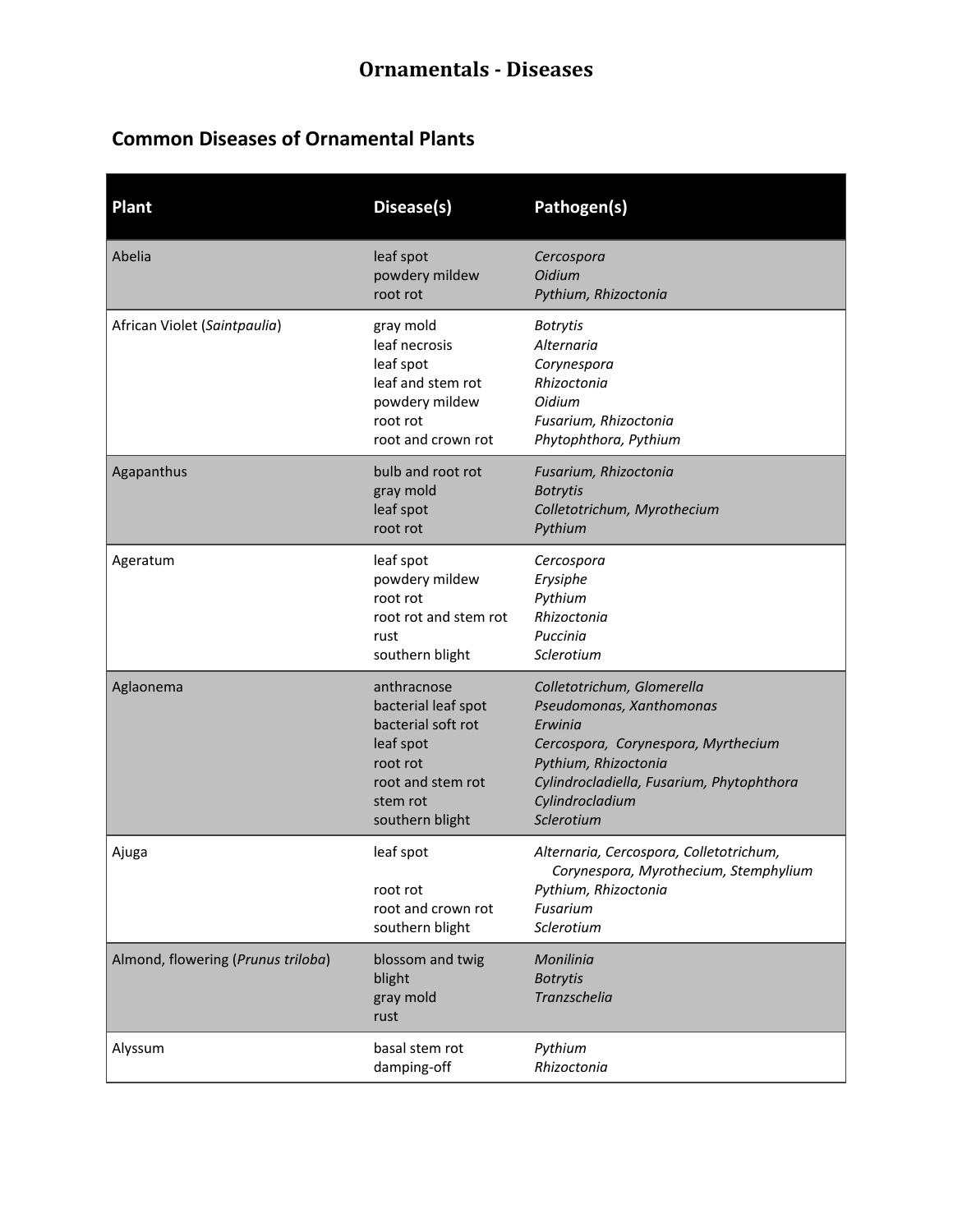# Ornamentals - Diseases

## Common Diseases of Ornamental Plants

| Plant | Disease(s) | Pathogen(s) |
|---|---|---|
| Abelia | leaf spot<br>powdery mildew<br>root rot | *Cercospora*<br>*Oidium*<br>*Pythium, Rhizoctonia* |
| African Violet (*Saintpaulia*) | gray mold<br>leaf necrosis<br>leaf spot<br>leaf and stem rot<br>powdery mildew<br>root rot<br>root and crown rot | *Botrytis*<br>*Alternaria*<br>*Corynespora*<br>*Rhizoctonia*<br>*Oidium*<br>*Fusarium, Rhizoctonia*<br>*Phytophthora, Pythium* |
| Agapanthus | bulb and root rot<br>gray mold<br>leaf spot<br>root rot | *Fusarium, Rhizoctonia*<br>*Botrytis*<br>*Colletotrichum, Myrothecium*<br>*Pythium* |
| Ageratum | leaf spot<br>powdery mildew<br>root rot<br>root rot and stem rot<br>rust<br>southern blight | *Cercospora*<br>*Erysiphe*<br>*Pythium*<br>*Rhizoctonia*<br>*Puccinia*<br>*Sclerotium* |
| Aglaonema | anthracnose<br>bacterial leaf spot<br>bacterial soft rot<br>leaf spot<br>root rot<br>root and stem rot<br>stem rot<br>southern blight | *Colletotrichum, Glomerella*<br>*Pseudomonas, Xanthomonas*<br>*Erwinia*<br>*Cercospora, Corynespora, Myrthecium*<br>*Pythium, Rhizoctonia*<br>*Cylindrocladiella, Fusarium, Phytophthora*<br>*Cylindrocladium*<br>*Sclerotium* |
| Ajuga | leaf spot<br><br>root rot<br>root and crown rot<br>southern blight | *Alternaria, Cercospora, Colletotrichum, Corynespora, Myrothecium, Stemphylium*<br>*Pythium, Rhizoctonia*<br>*Fusarium*<br>*Sclerotium* |
| Almond, flowering (*Prunus triloba*) | blossom and twig blight<br>gray mold<br>rust | *Monilinia*<br>*Botrytis*<br>*Tranzschelia* |
| Alyssum | basal stem rot<br>damping-off | *Pythium*<br>*Rhizoctonia* |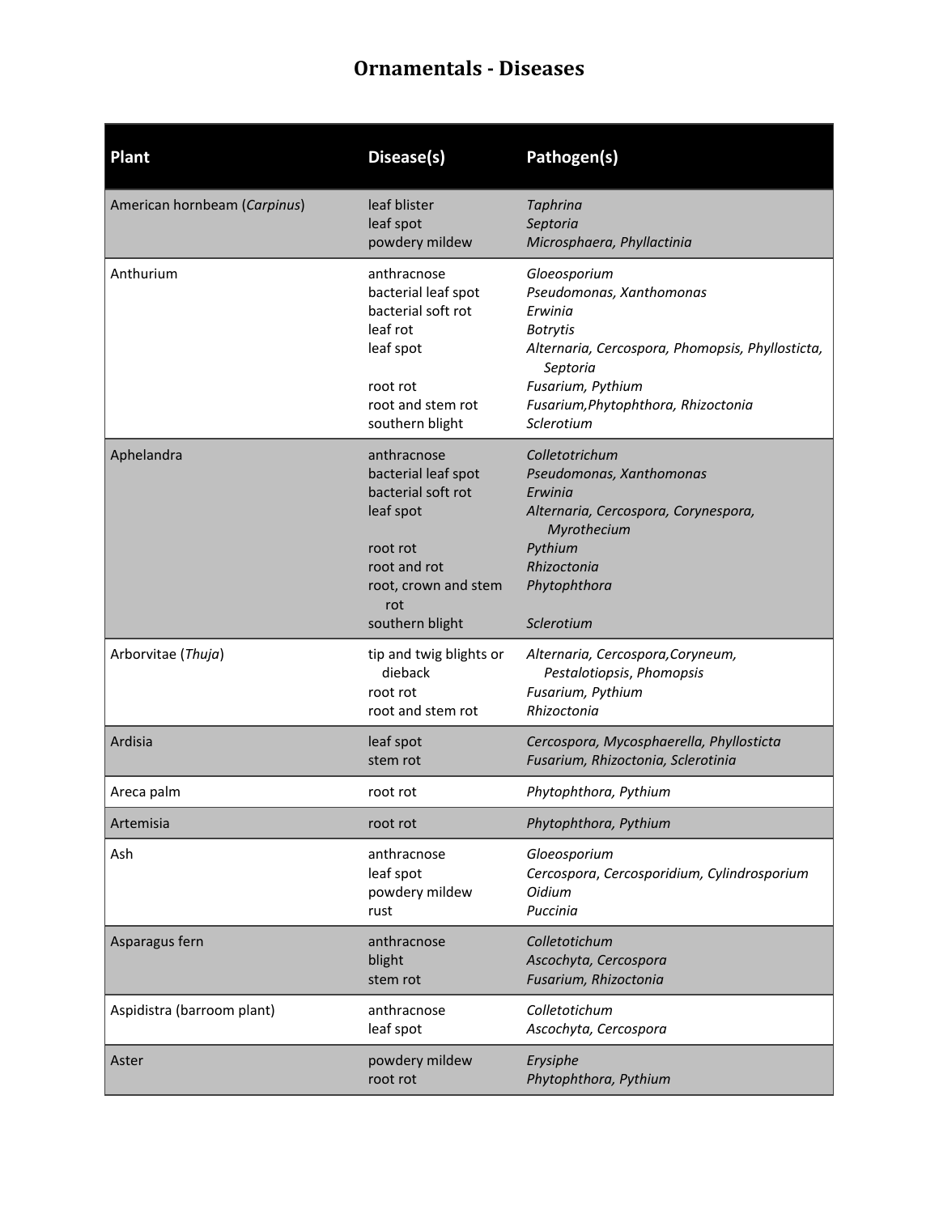# Ornamentals - Diseases

| Plant | Disease(s) | Pathogen(s) |
|---|---|---|
| American hornbeam (*Carpinus*) | leaf blister<br>leaf spot<br>powdery mildew | *Taphrina*<br>*Septoria*<br>*Microsphaera, Phyllactinia* |
| Anthurium | anthracnose<br>bacterial leaf spot<br>bacterial soft rot<br>leaf rot<br>leaf spot<br><br>root rot<br>root and stem rot<br>southern blight | *Gloeosporium*<br>*Pseudomonas, Xanthomonas*<br>*Erwinia*<br>*Botrytis*<br>*Alternaria, Cercospora, Phomopsis, Phyllosticta, Septoria*<br>*Fusarium, Pythium*<br>*Fusarium,Phytophthora, Rhizoctonia*<br>*Sclerotium* |
| Aphelandra | anthracnose<br>bacterial leaf spot<br>bacterial soft rot<br>leaf spot<br><br>root rot<br>root and rot<br>root, crown and stem rot<br>southern blight | *Colletotrichum*<br>*Pseudomonas, Xanthomonas*<br>*Erwinia*<br>*Alternaria, Cercospora, Corynespora, Myrothecium*<br>*Pythium*<br>*Rhizoctonia*<br>*Phytophthora*<br><br>*Sclerotium* |
| Arborvitae (*Thuja*) | tip and twig blights or dieback<br>root rot<br>root and stem rot | *Alternaria, Cercospora,Coryneum, Pestalotiopsis*, *Phomopsis*<br>*Fusarium, Pythium*<br>*Rhizoctonia* |
| Ardisia | leaf spot<br>stem rot | *Cercospora, Mycosphaerella, Phyllosticta*<br>*Fusarium, Rhizoctonia, Sclerotinia* |
| Areca palm | root rot | *Phytophthora, Pythium* |
| Artemisia | root rot | *Phytophthora, Pythium* |
| Ash | anthracnose<br>leaf spot<br>powdery mildew<br>rust | *Gloeosporium*<br>*Cercospora*, *Cercosporidium, Cylindrosporium*<br>*Oidium*<br>*Puccinia* |
| Asparagus fern | anthracnose<br>blight<br>stem rot | *Colletotichum*<br>*Ascochyta, Cercospora*<br>*Fusarium, Rhizoctonia* |
| Aspidistra (barroom plant) | anthracnose<br>leaf spot | *Colletotichum*<br>*Ascochyta, Cercospora* |
| Aster | powdery mildew<br>root rot | *Erysiphe*<br>*Phytophthora, Pythium* |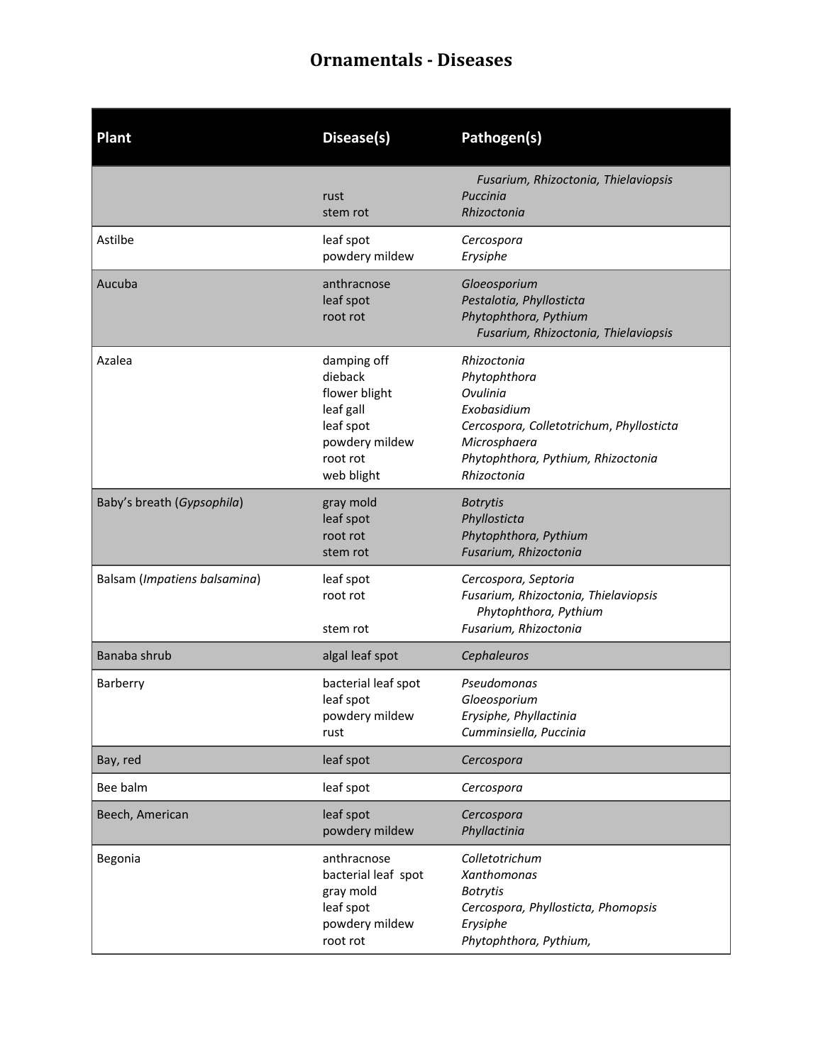# Ornamentals - Diseases

| Plant | Disease(s) | Pathogen(s) |
|---|---|---|
| | | *Fusarium, Rhizoctonia, Thielaviopsis* |
| | rust | *Puccinia* |
| | stem rot | *Rhizoctonia* |
| Astilbe | leaf spot | *Cercospora* |
| | powdery mildew | *Erysiphe* |
| Aucuba | anthracnose | *Gloeosporium* |
| | leaf spot | *Pestalotia, Phyllosticta* |
| | root rot | *Phytophthora, Pythium* |
| | | *Fusarium, Rhizoctonia, Thielaviopsis* |
| Azalea | damping off | *Rhizoctonia* |
| | dieback | *Phytophthora* |
| | flower blight | *Ovulinia* |
| | leaf gall | *Exobasidium* |
| | leaf spot | *Cercospora, Colletotrichum*, *Phyllosticta* |
| | powdery mildew | *Microsphaera* |
| | root rot | *Phytophthora, Pythium, Rhizoctonia* |
| | web blight | *Rhizoctonia* |
| Baby's breath (*Gypsophila*) | gray mold | *Botrytis* |
| | leaf spot | *Phyllosticta* |
| | root rot | *Phytophthora, Pythium* |
| | stem rot | *Fusarium, Rhizoctonia* |
| Balsam (*Impatiens balsamina*) | leaf spot | *Cercospora, Septoria* |
| | root rot | *Fusarium, Rhizoctonia, Thielaviopsis* |
| | | *Phytophthora, Pythium* |
| | stem rot | *Fusarium, Rhizoctonia* |
| Banaba shrub | algal leaf spot | *Cephaleuros* |
| Barberry | bacterial leaf spot | *Pseudomonas* |
| | leaf spot | *Gloeosporium* |
| | powdery mildew | *Erysiphe, Phyllactinia* |
| | rust | *Cumminsiella, Puccinia* |
| Bay, red | leaf spot | *Cercospora* |
| Bee balm | leaf spot | *Cercospora* |
| Beech, American | leaf spot | *Cercospora* |
| | powdery mildew | *Phyllactinia* |
| Begonia | anthracnose | *Colletotrichum* |
| | bacterial leaf spot | *Xanthomonas* |
| | gray mold | *Botrytis* |
| | leaf spot | *Cercospora, Phyllosticta, Phomopsis* |
| | powdery mildew | *Erysiphe* |
| | root rot | *Phytophthora, Pythium,* |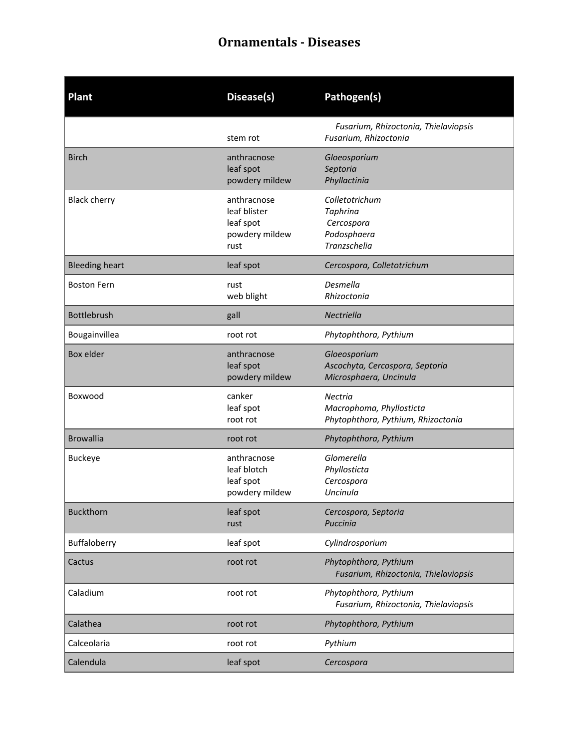# Ornamentals - Diseases

| Plant | Disease(s) | Pathogen(s) |
|---|---|---|
| | <br>stem rot | *Fusarium, Rhizoctonia, Thielaviopsis*<br>*Fusarium, Rhizoctonia* |
| Birch | anthracnose<br>leaf spot<br>powdery mildew | *Gloeosporium*<br>*Septoria*<br>*Phyllactinia* |
| Black cherry | anthracnose<br>leaf blister<br>leaf spot<br>powdery mildew<br>rust | *Colletotrichum*<br>*Taphrina*<br>*Cercospora*<br>*Podosphaera*<br>*Tranzschelia* |
| Bleeding heart | leaf spot | *Cercospora, Colletotrichum* |
| Boston Fern | rust<br>web blight | *Desmella*<br>*Rhizoctonia* |
| Bottlebrush | gall | *Nectriella* |
| Bougainvillea | root rot | *Phytophthora, Pythium* |
| Box elder | anthracnose<br>leaf spot<br>powdery mildew | *Gloeosporium*<br>*Ascochyta, Cercospora, Septoria*<br>*Microsphaera, Uncinula* |
| Boxwood | canker<br>leaf spot<br>root rot | *Nectria*<br>*Macrophoma, Phyllosticta*<br>*Phytophthora, Pythium, Rhizoctonia* |
| Browallia | root rot | *Phytophthora, Pythium* |
| Buckeye | anthracnose<br>leaf blotch<br>leaf spot<br>powdery mildew | *Glomerella*<br>*Phyllosticta*<br>*Cercospora*<br>*Uncinula* |
| Buckthorn | leaf spot<br>rust | *Cercospora, Septoria*<br>*Puccinia* |
| Buffaloberry | leaf spot | *Cylindrosporium* |
| Cactus | root rot | *Phytophthora, Pythium*<br>*Fusarium, Rhizoctonia, Thielaviopsis* |
| Caladium | root rot | *Phytophthora, Pythium*<br>*Fusarium, Rhizoctonia, Thielaviopsis* |
| Calathea | root rot | *Phytophthora, Pythium* |
| Calceolaria | root rot | *Pythium* |
| Calendula | leaf spot | *Cercospora* |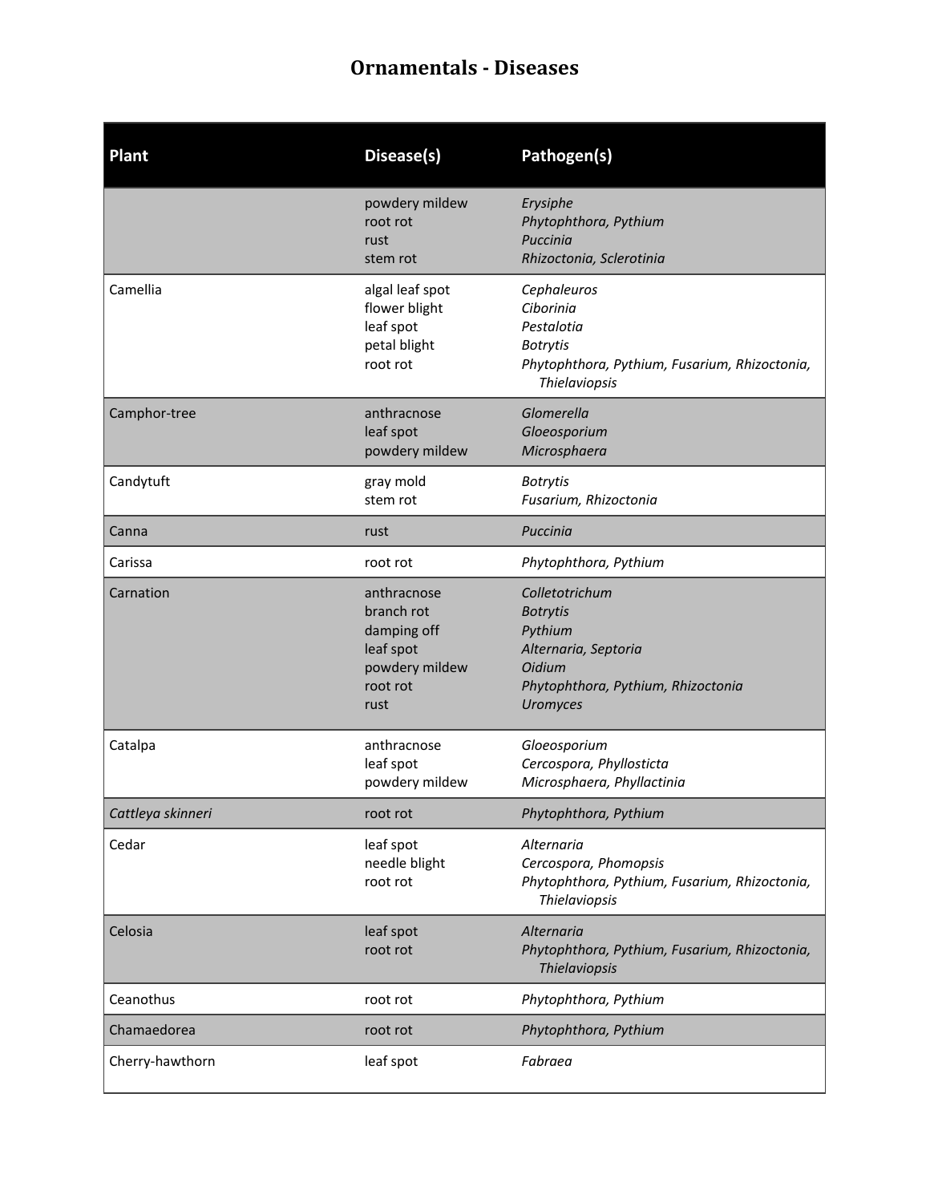# Ornamentals - Diseases

| Plant | Disease(s) | Pathogen(s) |
| --- | --- | --- |
| | powdery mildew<br>root rot<br>rust<br>stem rot | *Erysiphe*<br>*Phytophthora, Pythium*<br>*Puccinia*<br>*Rhizoctonia, Sclerotinia* |
| Camellia | algal leaf spot<br>flower blight<br>leaf spot<br>petal blight<br>root rot | *Cephaleuros*<br>*Ciborinia*<br>*Pestalotia*<br>*Botrytis*<br>*Phytophthora, Pythium, Fusarium, Rhizoctonia, Thielaviopsis* |
| Camphor-tree | anthracnose<br>leaf spot<br>powdery mildew | *Glomerella*<br>*Gloeosporium*<br>*Microsphaera* |
| Candytuft | gray mold<br>stem rot | *Botrytis*<br>*Fusarium, Rhizoctonia* |
| Canna | rust | *Puccinia* |
| Carissa | root rot | *Phytophthora, Pythium* |
| Carnation | anthracnose<br>branch rot<br>damping off<br>leaf spot<br>powdery mildew<br>root rot<br>rust | *Colletotrichum*<br>*Botrytis*<br>*Pythium*<br>*Alternaria, Septoria*<br>*Oidium*<br>*Phytophthora, Pythium, Rhizoctonia*<br>*Uromyces* |
| Catalpa | anthracnose<br>leaf spot<br>powdery mildew | *Gloeosporium*<br>*Cercospora, Phyllosticta*<br>*Microsphaera, Phyllactinia* |
| *Cattleya skinneri* | root rot | *Phytophthora, Pythium* |
| Cedar | leaf spot<br>needle blight<br>root rot | *Alternaria*<br>*Cercospora, Phomopsis*<br>*Phytophthora, Pythium, Fusarium, Rhizoctonia, Thielaviopsis* |
| Celosia | leaf spot<br>root rot | *Alternaria*<br>*Phytophthora, Pythium, Fusarium, Rhizoctonia, Thielaviopsis* |
| Ceanothus | root rot | *Phytophthora, Pythium* |
| Chamaedorea | root rot | *Phytophthora, Pythium* |
| Cherry-hawthorn | leaf spot | *Fabraea* |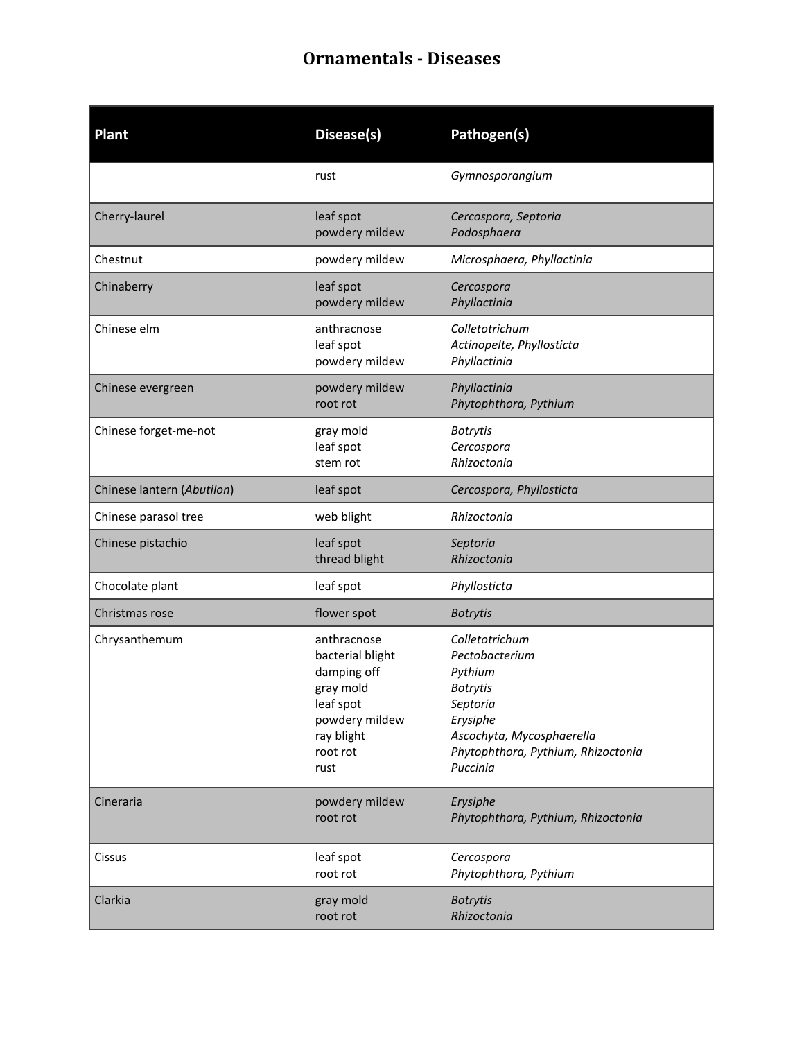# Ornamentals - Diseases

| Plant | Disease(s) | Pathogen(s) |
| --- | --- | --- |
| | rust | *Gymnosporangium* |
| Cherry-laurel | leaf spot<br>powdery mildew | *Cercospora, Septoria*<br>*Podosphaera* |
| Chestnut | powdery mildew | *Microsphaera, Phyllactinia* |
| Chinaberry | leaf spot<br>powdery mildew | *Cercospora*<br>*Phyllactinia* |
| Chinese elm | anthracnose<br>leaf spot<br>powdery mildew | *Colletotrichum*<br>*Actinopelte, Phyllosticta*<br>*Phyllactinia* |
| Chinese evergreen | powdery mildew<br>root rot | *Phyllactinia*<br>*Phytophthora, Pythium* |
| Chinese forget-me-not | gray mold<br>leaf spot<br>stem rot | *Botrytis*<br>*Cercospora*<br>*Rhizoctonia* |
| Chinese lantern (*Abutilon*) | leaf spot | *Cercospora, Phyllosticta* |
| Chinese parasol tree | web blight | *Rhizoctonia* |
| Chinese pistachio | leaf spot<br>thread blight | *Septoria*<br>*Rhizoctonia* |
| Chocolate plant | leaf spot | *Phyllosticta* |
| Christmas rose | flower spot | *Botrytis* |
| Chrysanthemum | anthracnose<br>bacterial blight<br>damping off<br>gray mold<br>leaf spot<br>powdery mildew<br>ray blight<br>root rot<br>rust | *Colletotrichum*<br>*Pectobacterium*<br>*Pythium*<br>*Botrytis*<br>*Septoria*<br>*Erysiphe*<br>*Ascochyta, Mycosphaerella*<br>*Phytophthora, Pythium, Rhizoctonia*<br>*Puccinia* |
| Cineraria | powdery mildew<br>root rot | *Erysiphe*<br>*Phytophthora, Pythium, Rhizoctonia* |
| Cissus | leaf spot<br>root rot | *Cercospora*<br>*Phytophthora, Pythium* |
| Clarkia | gray mold<br>root rot | *Botrytis*<br>*Rhizoctonia* |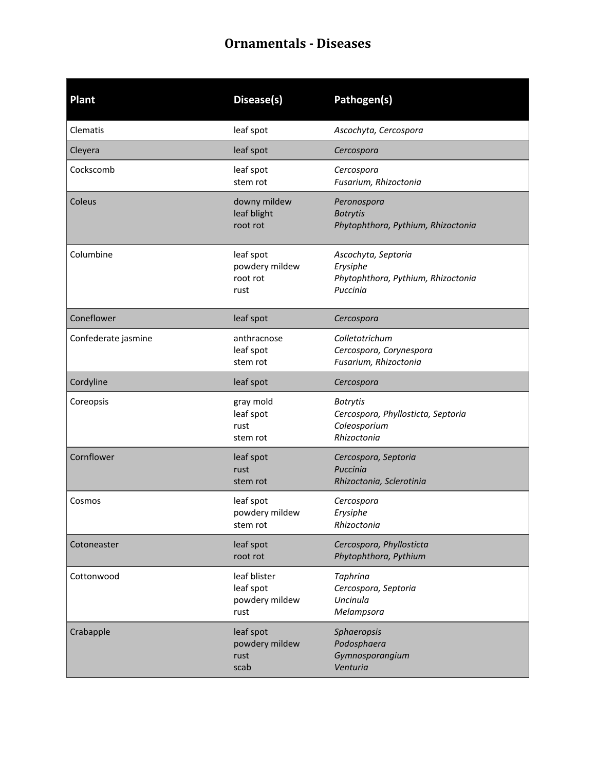# Ornamentals - Diseases

| Plant | Disease(s) | Pathogen(s) |
|---|---|---|
| Clematis | leaf spot | *Ascochyta, Cercospora* |
| Cleyera | leaf spot | *Cercospora* |
| Cockscomb | leaf spot<br>stem rot | *Cercospora*<br>*Fusarium, Rhizoctonia* |
| Coleus | downy mildew<br>leaf blight<br>root rot | *Peronospora*<br>*Botrytis*<br>*Phytophthora, Pythium, Rhizoctonia* |
| Columbine | leaf spot<br>powdery mildew<br>root rot<br>rust | *Ascochyta, Septoria*<br>*Erysiphe*<br>*Phytophthora, Pythium, Rhizoctonia*<br>*Puccinia* |
| Coneflower | leaf spot | *Cercospora* |
| Confederate jasmine | anthracnose<br>leaf spot<br>stem rot | *Colletotrichum*<br>*Cercospora, Corynespora*<br>*Fusarium, Rhizoctonia* |
| Cordyline | leaf spot | *Cercospora* |
| Coreopsis | gray mold<br>leaf spot<br>rust<br>stem rot | *Botrytis*<br>*Cercospora, Phyllosticta, Septoria*<br>*Coleosporium*<br>*Rhizoctonia* |
| Cornflower | leaf spot<br>rust<br>stem rot | *Cercospora, Septoria*<br>*Puccinia*<br>*Rhizoctonia, Sclerotinia* |
| Cosmos | leaf spot<br>powdery mildew<br>stem rot | *Cercospora*<br>*Erysiphe*<br>*Rhizoctonia* |
| Cotoneaster | leaf spot<br>root rot | *Cercospora, Phyllosticta*<br>*Phytophthora, Pythium* |
| Cottonwood | leaf blister<br>leaf spot<br>powdery mildew<br>rust | *Taphrina*<br>*Cercospora, Septoria*<br>*Uncinula*<br>*Melampsora* |
| Crabapple | leaf spot<br>powdery mildew<br>rust<br>scab | *Sphaeropsis*<br>*Podosphaera*<br>*Gymnosporangium*<br>*Venturia* |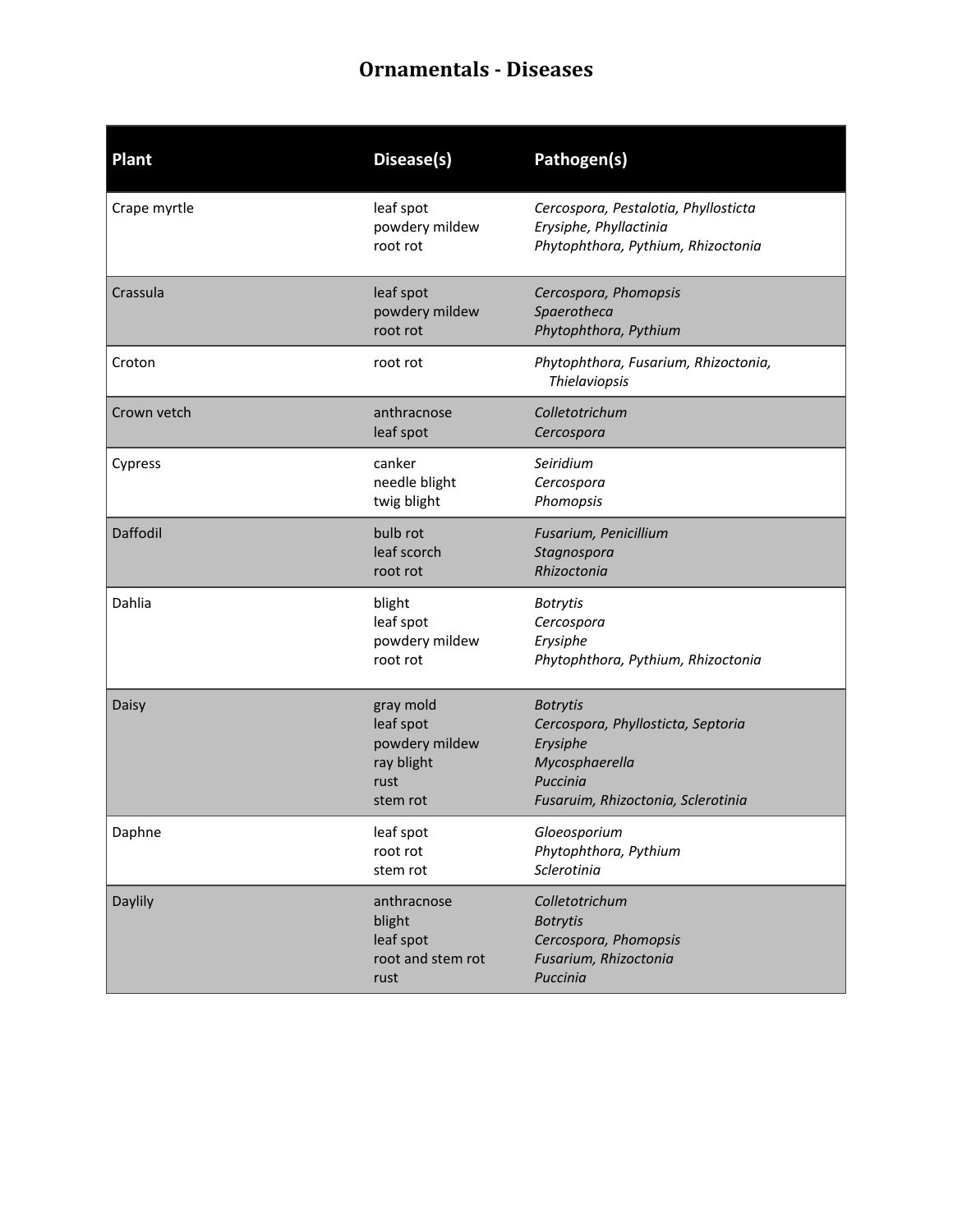# Ornamentals - Diseases

| Plant | Disease(s) | Pathogen(s) |
|---|---|---|
| Crape myrtle | leaf spot<br>powdery mildew<br>root rot | *Cercospora, Pestalotia, Phyllosticta*<br>*Erysiphe, Phyllactinia*<br>*Phytophthora, Pythium, Rhizoctonia* |
| Crassula | leaf spot<br>powdery mildew<br>root rot | *Cercospora, Phomopsis*<br>*Spaerotheca*<br>*Phytophthora, Pythium* |
| Croton | root rot | *Phytophthora, Fusarium, Rhizoctonia, Thielaviopsis* |
| Crown vetch | anthracnose<br>leaf spot | *Colletotrichum*<br>*Cercospora* |
| Cypress | canker<br>needle blight<br>twig blight | *Seiridium*<br>*Cercospora*<br>*Phomopsis* |
| Daffodil | bulb rot<br>leaf scorch<br>root rot | *Fusarium, Penicillium*<br>*Stagnospora*<br>*Rhizoctonia* |
| Dahlia | blight<br>leaf spot<br>powdery mildew<br>root rot | *Botrytis*<br>*Cercospora*<br>*Erysiphe*<br>*Phytophthora, Pythium, Rhizoctonia* |
| Daisy | gray mold<br>leaf spot<br>powdery mildew<br>ray blight<br>rust<br>stem rot | *Botrytis*<br>*Cercospora, Phyllosticta, Septoria*<br>*Erysiphe*<br>*Mycosphaerella*<br>*Puccinia*<br>*Fusaruim, Rhizoctonia, Sclerotinia* |
| Daphne | leaf spot<br>root rot<br>stem rot | *Gloeosporium*<br>*Phytophthora, Pythium*<br>*Sclerotinia* |
| Daylily | anthracnose<br>blight<br>leaf spot<br>root and stem rot<br>rust | *Colletotrichum*<br>*Botrytis*<br>*Cercospora, Phomopsis*<br>*Fusarium, Rhizoctonia*<br>*Puccinia* |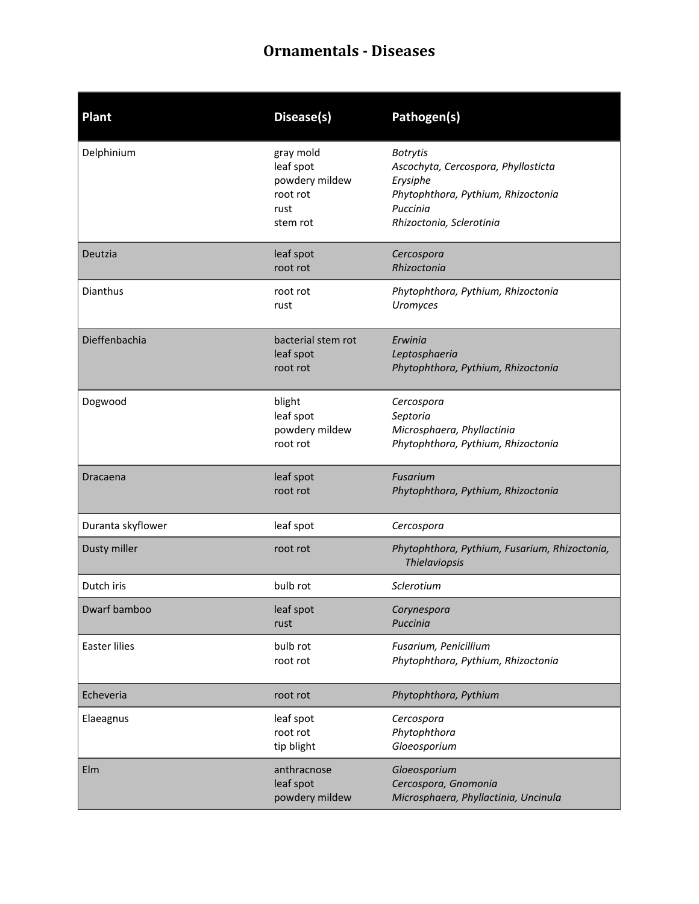# Ornamentals - Diseases

| Plant | Disease(s) | Pathogen(s) |
|---|---|---|
| Delphinium | gray mold<br>leaf spot<br>powdery mildew<br>root rot<br>rust<br>stem rot | *Botrytis*<br>*Ascochyta, Cercospora, Phyllosticta*<br>*Erysiphe*<br>*Phytophthora, Pythium, Rhizoctonia*<br>*Puccinia*<br>*Rhizoctonia, Sclerotinia* |
| Deutzia | leaf spot<br>root rot | *Cercospora*<br>*Rhizoctonia* |
| Dianthus | root rot<br>rust | *Phytophthora, Pythium, Rhizoctonia*<br>*Uromyces* |
| Dieffenbachia | bacterial stem rot<br>leaf spot<br>root rot | *Erwinia*<br>*Leptosphaeria*<br>*Phytophthora, Pythium, Rhizoctonia* |
| Dogwood | blight<br>leaf spot<br>powdery mildew<br>root rot | *Cercospora*<br>*Septoria*<br>*Microsphaera, Phyllactinia*<br>*Phytophthora, Pythium, Rhizoctonia* |
| Dracaena | leaf spot<br>root rot | *Fusarium*<br>*Phytophthora, Pythium, Rhizoctonia* |
| Duranta skyflower | leaf spot | *Cercospora* |
| Dusty miller | root rot | *Phytophthora, Pythium, Fusarium, Rhizoctonia, Thielaviopsis* |
| Dutch iris | bulb rot | *Sclerotium* |
| Dwarf bamboo | leaf spot<br>rust | *Corynespora*<br>*Puccinia* |
| Easter lilies | bulb rot<br>root rot | *Fusarium, Penicillium*<br>*Phytophthora, Pythium, Rhizoctonia* |
| Echeveria | root rot | *Phytophthora, Pythium* |
| Elaeagnus | leaf spot<br>root rot<br>tip blight | *Cercospora*<br>*Phytophthora*<br>*Gloeosporium* |
| Elm | anthracnose<br>leaf spot<br>powdery mildew | *Gloeosporium*<br>*Cercospora, Gnomonia*<br>*Microsphaera, Phyllactinia, Uncinula* |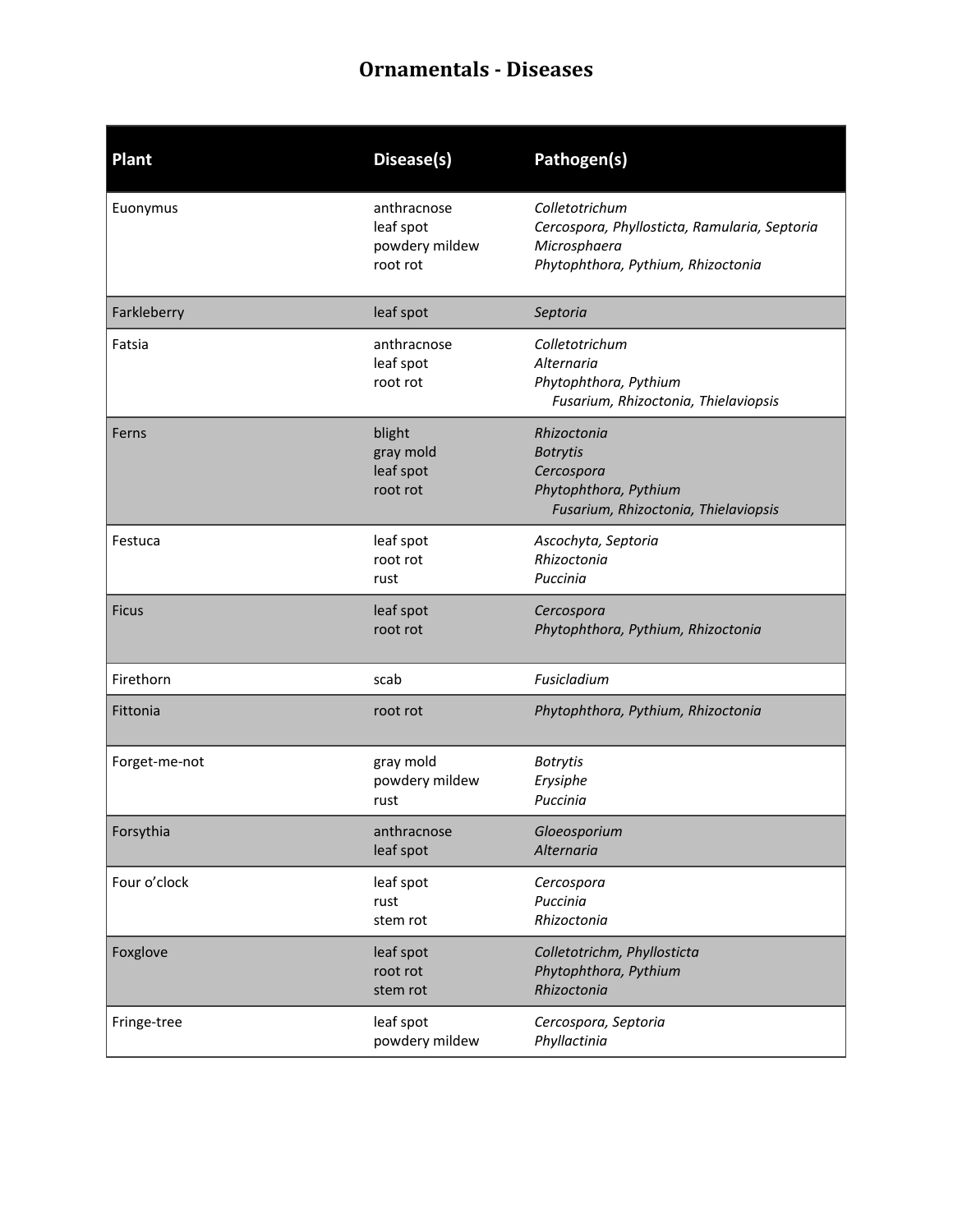# Ornamentals - Diseases

| Plant | Disease(s) | Pathogen(s) |
| --- | --- | --- |
| Euonymus | anthracnose<br>leaf spot<br>powdery mildew<br>root rot | *Colletotrichum*<br>*Cercospora, Phyllosticta, Ramularia, Septoria*<br>*Microsphaera*<br>*Phytophthora, Pythium, Rhizoctonia* |
| Farkleberry | leaf spot | *Septoria* |
| Fatsia | anthracnose<br>leaf spot<br>root rot | *Colletotrichum*<br>*Alternaria*<br>*Phytophthora, Pythium*<br>*Fusarium, Rhizoctonia, Thielaviopsis* |
| Ferns | blight<br>gray mold<br>leaf spot<br>root rot | *Rhizoctonia*<br>*Botrytis*<br>*Cercospora*<br>*Phytophthora, Pythium*<br>*Fusarium, Rhizoctonia, Thielaviopsis* |
| Festuca | leaf spot<br>root rot<br>rust | *Ascochyta, Septoria*<br>*Rhizoctonia*<br>*Puccinia* |
| Ficus | leaf spot<br>root rot | *Cercospora*<br>*Phytophthora, Pythium, Rhizoctonia* |
| Firethorn | scab | *Fusicladium* |
| Fittonia | root rot | *Phytophthora, Pythium, Rhizoctonia* |
| Forget-me-not | gray mold<br>powdery mildew<br>rust | *Botrytis*<br>*Erysiphe*<br>*Puccinia* |
| Forsythia | anthracnose<br>leaf spot | *Gloeosporium*<br>*Alternaria* |
| Four o'clock | leaf spot<br>rust<br>stem rot | *Cercospora*<br>*Puccinia*<br>*Rhizoctonia* |
| Foxglove | leaf spot<br>root rot<br>stem rot | *Colletotrichm, Phyllosticta*<br>*Phytophthora, Pythium*<br>*Rhizoctonia* |
| Fringe-tree | leaf spot<br>powdery mildew | *Cercospora, Septoria*<br>*Phyllactinia* |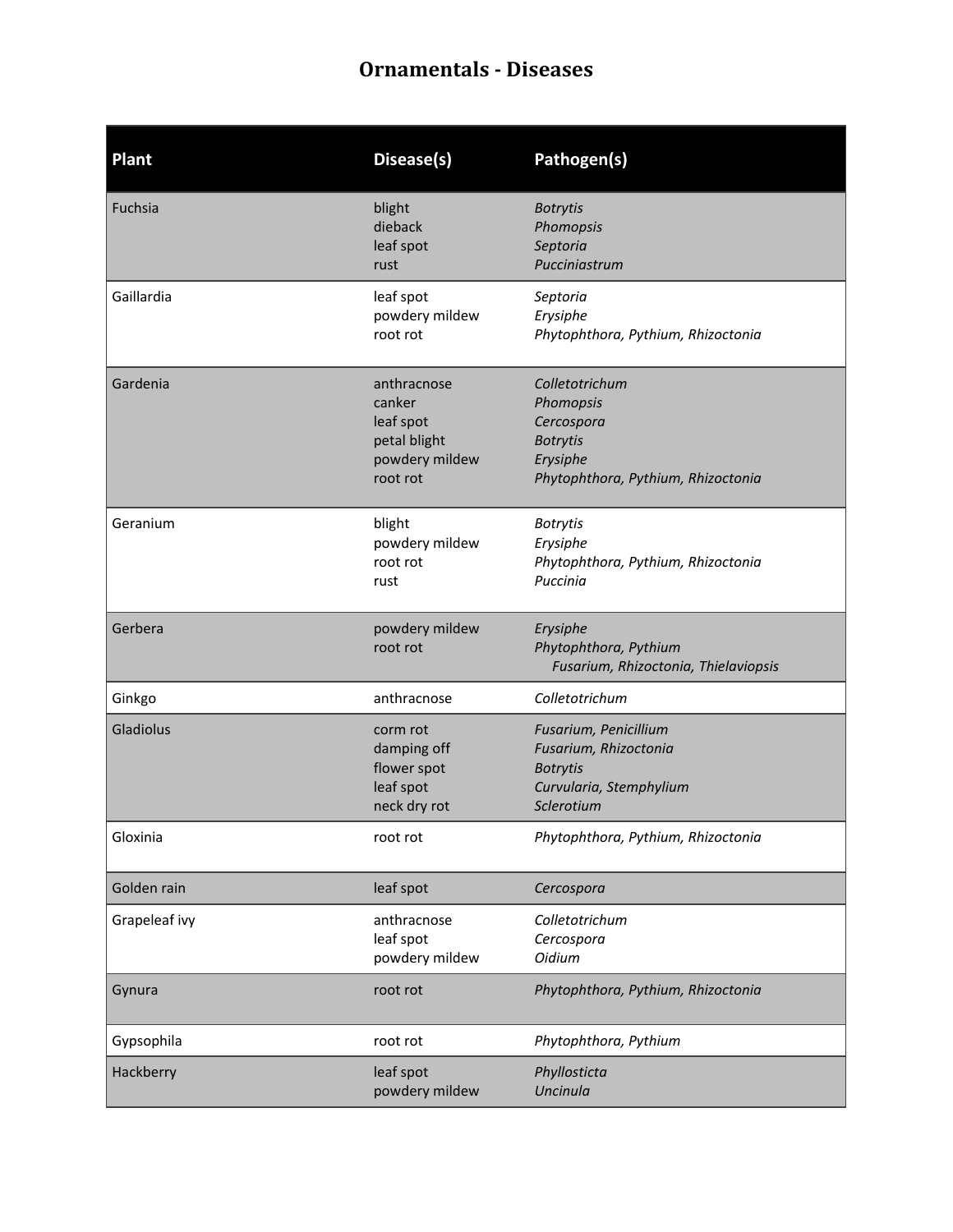# Ornamentals - Diseases

| Plant | Disease(s) | Pathogen(s) |
| --- | --- | --- |
| Fuchsia | blight<br>dieback<br>leaf spot<br>rust | *Botrytis*<br>*Phomopsis*<br>*Septoria*<br>*Pucciniastrum* |
| Gaillardia | leaf spot<br>powdery mildew<br>root rot | *Septoria*<br>*Erysiphe*<br>*Phytophthora, Pythium, Rhizoctonia* |
| Gardenia | anthracnose<br>canker<br>leaf spot<br>petal blight<br>powdery mildew<br>root rot | *Colletotrichum*<br>*Phomopsis*<br>*Cercospora*<br>*Botrytis*<br>*Erysiphe*<br>*Phytophthora, Pythium, Rhizoctonia* |
| Geranium | blight<br>powdery mildew<br>root rot<br>rust | *Botrytis*<br>*Erysiphe*<br>*Phytophthora, Pythium, Rhizoctonia*<br>*Puccinia* |
| Gerbera | powdery mildew<br>root rot | *Erysiphe*<br>*Phytophthora, Pythium*<br>*Fusarium, Rhizoctonia, Thielaviopsis* |
| Ginkgo | anthracnose | *Colletotrichum* |
| Gladiolus | corm rot<br>damping off<br>flower spot<br>leaf spot<br>neck dry rot | *Fusarium, Penicillium*<br>*Fusarium, Rhizoctonia*<br>*Botrytis*<br>*Curvularia, Stemphylium*<br>*Sclerotium* |
| Gloxinia | root rot | *Phytophthora, Pythium, Rhizoctonia* |
| Golden rain | leaf spot | *Cercospora* |
| Grapeleaf ivy | anthracnose<br>leaf spot<br>powdery mildew | *Colletotrichum*<br>*Cercospora*<br>*Oidium* |
| Gynura | root rot | *Phytophthora, Pythium, Rhizoctonia* |
| Gypsophila | root rot | *Phytophthora, Pythium* |
| Hackberry | leaf spot<br>powdery mildew | *Phyllosticta*<br>*Uncinula* |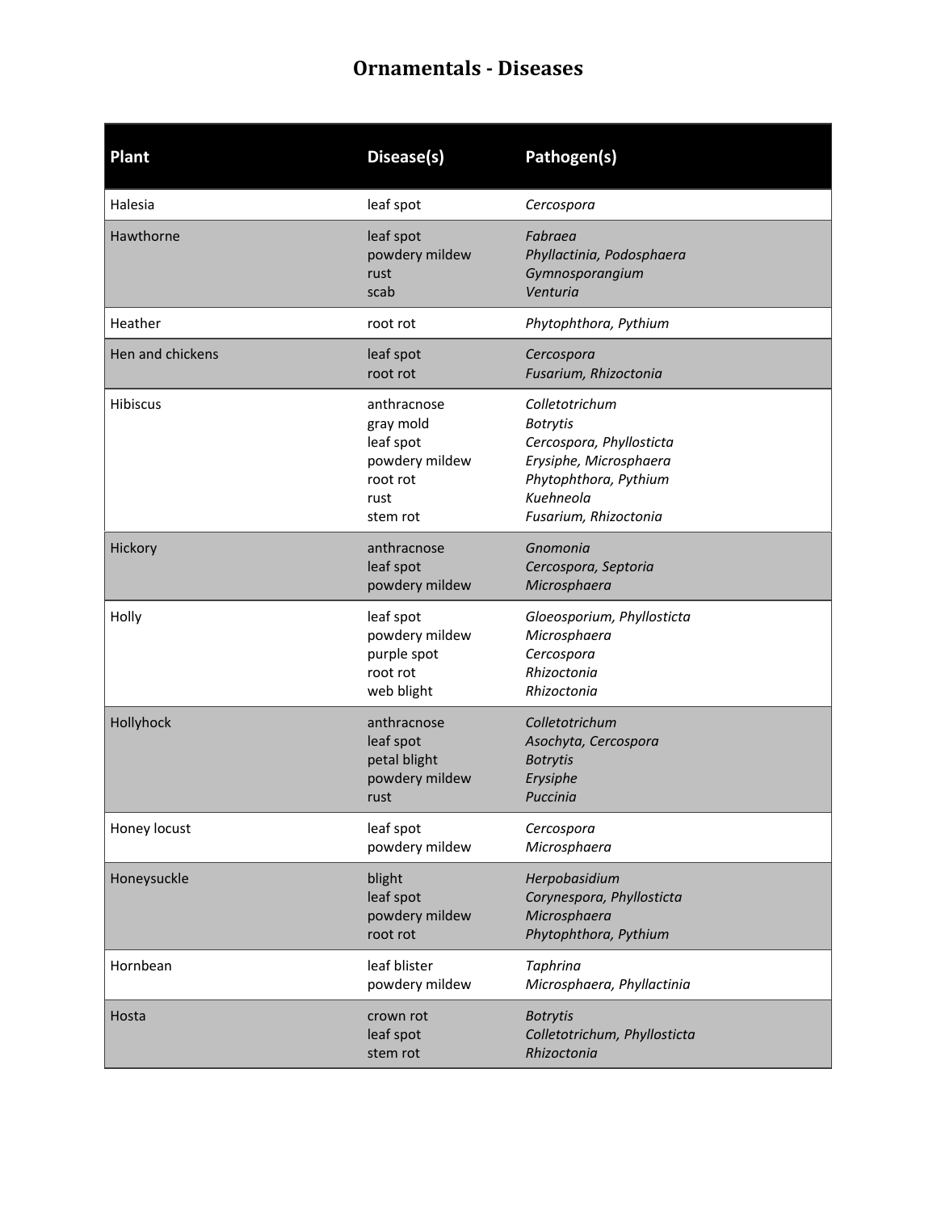# Ornamentals - Diseases

| Plant | Disease(s) | Pathogen(s) |
|---|---|---|
| Halesia | leaf spot | *Cercospora* |
| Hawthorne | leaf spot<br>powdery mildew<br>rust<br>scab | *Fabraea*<br>*Phyllactinia, Podosphaera*<br>*Gymnosporangium*<br>*Venturia* |
| Heather | root rot | *Phytophthora, Pythium* |
| Hen and chickens | leaf spot<br>root rot | *Cercospora*<br>*Fusarium, Rhizoctonia* |
| Hibiscus | anthracnose<br>gray mold<br>leaf spot<br>powdery mildew<br>root rot<br>rust<br>stem rot | *Colletotrichum*<br>*Botrytis*<br>*Cercospora, Phyllosticta*<br>*Erysiphe, Microsphaera*<br>*Phytophthora, Pythium*<br>*Kuehneola*<br>*Fusarium, Rhizoctonia* |
| Hickory | anthracnose<br>leaf spot<br>powdery mildew | *Gnomonia*<br>*Cercospora, Septoria*<br>*Microsphaera* |
| Holly | leaf spot<br>powdery mildew<br>purple spot<br>root rot<br>web blight | *Gloeosporium, Phyllosticta*<br>*Microsphaera*<br>*Cercospora*<br>*Rhizoctonia*<br>*Rhizoctonia* |
| Hollyhock | anthracnose<br>leaf spot<br>petal blight<br>powdery mildew<br>rust | *Colletotrichum*<br>*Asochyta, Cercospora*<br>*Botrytis*<br>*Erysiphe*<br>*Puccinia* |
| Honey locust | leaf spot<br>powdery mildew | *Cercospora*<br>*Microsphaera* |
| Honeysuckle | blight<br>leaf spot<br>powdery mildew<br>root rot | *Herpobasidium*<br>*Corynespora, Phyllosticta*<br>*Microsphaera*<br>*Phytophthora, Pythium* |
| Hornbean | leaf blister<br>powdery mildew | *Taphrina*<br>*Microsphaera, Phyllactinia* |
| Hosta | crown rot<br>leaf spot<br>stem rot | *Botrytis*<br>*Colletotrichum, Phyllosticta*<br>*Rhizoctonia* |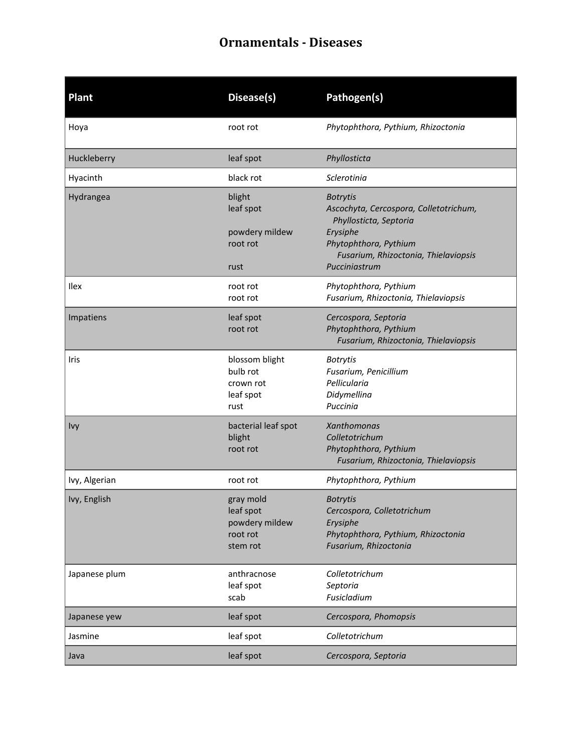# Ornamentals - Diseases

| Plant | Disease(s) | Pathogen(s) |
|---|---|---|
| Hoya | root rot | *Phytophthora, Pythium, Rhizoctonia* |
| Huckleberry | leaf spot | *Phyllosticta* |
| Hyacinth | black rot | *Sclerotinia* |
| Hydrangea | blight<br>leaf spot<br><br>powdery mildew<br>root rot<br><br>rust | *Botrytis*<br>*Ascochyta, Cercospora, Colletotrichum, Phyllosticta, Septoria*<br>*Erysiphe*<br>*Phytophthora, Pythium Fusarium, Rhizoctonia, Thielaviopsis*<br>*Pucciniastrum* |
| Ilex | root rot<br>root rot | *Phytophthora, Pythium*<br>*Fusarium, Rhizoctonia, Thielaviopsis* |
| Impatiens | leaf spot<br>root rot | *Cercospora, Septoria*<br>*Phytophthora, Pythium Fusarium, Rhizoctonia, Thielaviopsis* |
| Iris | blossom blight<br>bulb rot<br>crown rot<br>leaf spot<br>rust | *Botrytis*<br>*Fusarium, Penicillium*<br>*Pellicularia*<br>*Didymellina*<br>*Puccinia* |
| Ivy | bacterial leaf spot<br>blight<br>root rot | *Xanthomonas*<br>*Colletotrichum*<br>*Phytophthora, Pythium Fusarium, Rhizoctonia, Thielaviopsis* |
| Ivy, Algerian | root rot | *Phytophthora, Pythium* |
| Ivy, English | gray mold<br>leaf spot<br>powdery mildew<br>root rot<br>stem rot | *Botrytis*<br>*Cercospora, Colletotrichum*<br>*Erysiphe*<br>*Phytophthora, Pythium, Rhizoctonia*<br>*Fusarium, Rhizoctonia* |
| Japanese plum | anthracnose<br>leaf spot<br>scab | *Colletotrichum*<br>*Septoria*<br>*Fusicladium* |
| Japanese yew | leaf spot | *Cercospora, Phomopsis* |
| Jasmine | leaf spot | *Colletotrichum* |
| Java | leaf spot | *Cercospora, Septoria* |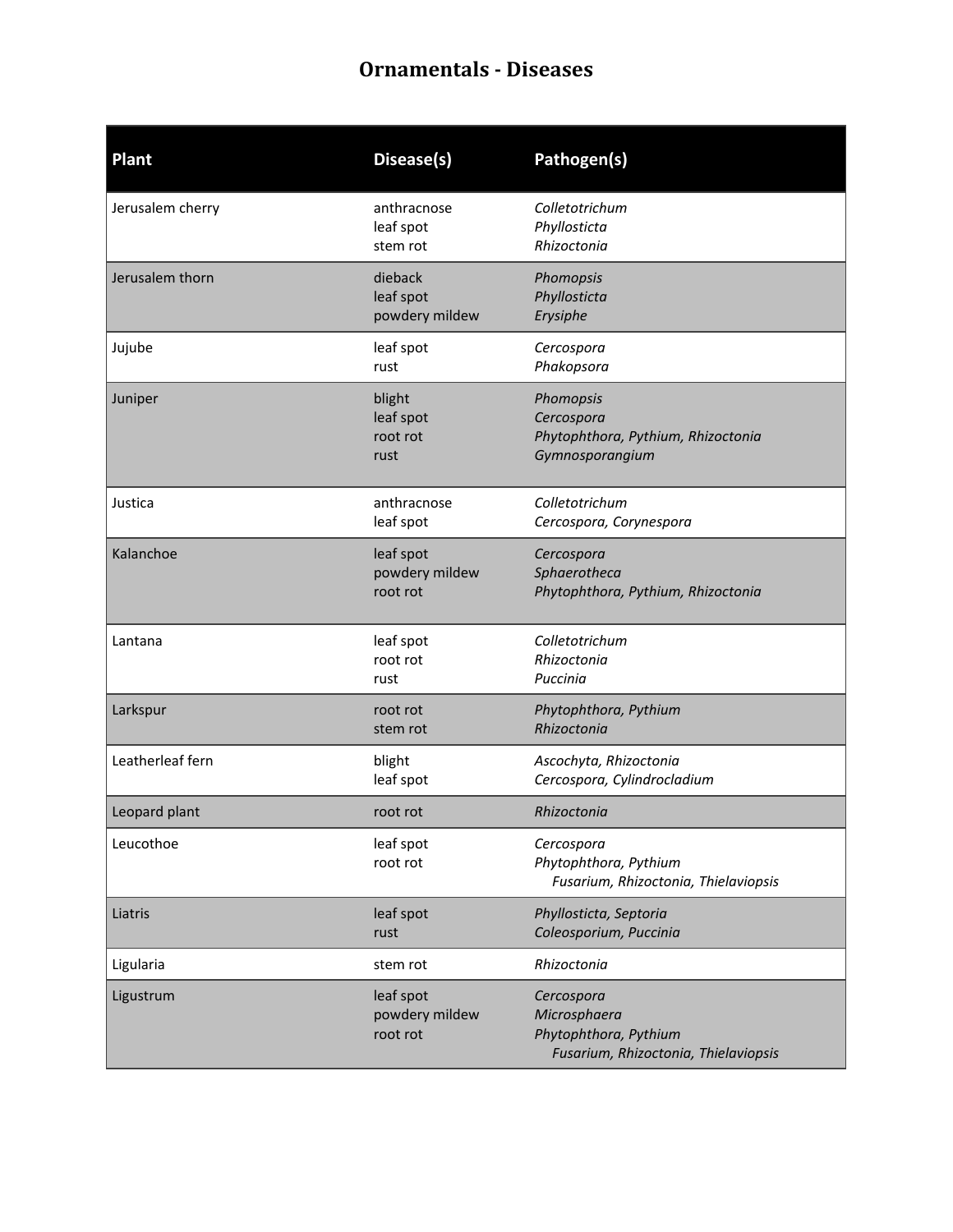# Ornamentals - Diseases

| Plant | Disease(s) | Pathogen(s) |
| --- | --- | --- |
| Jerusalem cherry | anthracnose<br>leaf spot<br>stem rot | *Colletotrichum*<br>*Phyllosticta*<br>*Rhizoctonia* |
| Jerusalem thorn | dieback<br>leaf spot<br>powdery mildew | *Phomopsis*<br>*Phyllosticta*<br>*Erysiphe* |
| Jujube | leaf spot<br>rust | *Cercospora*<br>*Phakopsora* |
| Juniper | blight<br>leaf spot<br>root rot<br>rust | *Phomopsis*<br>*Cercospora*<br>*Phytophthora, Pythium, Rhizoctonia*<br>*Gymnosporangium* |
| Justica | anthracnose<br>leaf spot | *Colletotrichum*<br>*Cercospora, Corynespora* |
| Kalanchoe | leaf spot<br>powdery mildew<br>root rot | *Cercospora*<br>*Sphaerotheca*<br>*Phytophthora, Pythium, Rhizoctonia* |
| Lantana | leaf spot<br>root rot<br>rust | *Colletotrichum*<br>*Rhizoctonia*<br>*Puccinia* |
| Larkspur | root rot<br>stem rot | *Phytophthora, Pythium*<br>*Rhizoctonia* |
| Leatherleaf fern | blight<br>leaf spot | *Ascochyta, Rhizoctonia*<br>*Cercospora, Cylindrocladium* |
| Leopard plant | root rot | *Rhizoctonia* |
| Leucothoe | leaf spot<br>root rot | *Cercospora*<br>*Phytophthora, Pythium*<br>*Fusarium, Rhizoctonia, Thielaviopsis* |
| Liatris | leaf spot<br>rust | *Phyllosticta, Septoria*<br>*Coleosporium, Puccinia* |
| Ligularia | stem rot | *Rhizoctonia* |
| Ligustrum | leaf spot<br>powdery mildew<br>root rot | *Cercospora*<br>*Microsphaera*<br>*Phytophthora, Pythium*<br>*Fusarium, Rhizoctonia, Thielaviopsis* |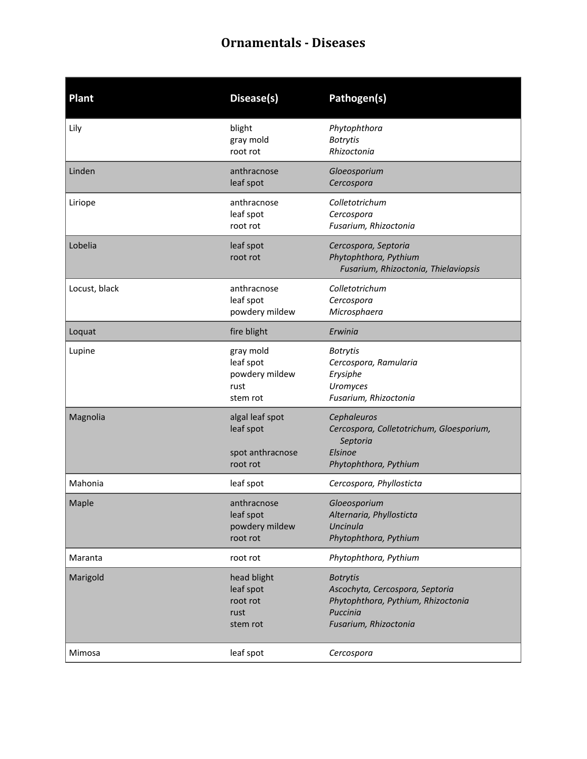# Ornamentals - Diseases

| Plant | Disease(s) | Pathogen(s) |
|---|---|---|
| Lily | blight<br>gray mold<br>root rot | *Phytophthora*<br>*Botrytis*<br>*Rhizoctonia* |
| Linden | anthracnose<br>leaf spot | *Gloeosporium*<br>*Cercospora* |
| Liriope | anthracnose<br>leaf spot<br>root rot | *Colletotrichum*<br>*Cercospora*<br>*Fusarium, Rhizoctonia* |
| Lobelia | leaf spot<br>root rot | *Cercospora, Septoria*<br>*Phytophthora, Pythium*<br>*Fusarium, Rhizoctonia, Thielaviopsis* |
| Locust, black | anthracnose<br>leaf spot<br>powdery mildew | *Colletotrichum*<br>*Cercospora*<br>*Microsphaera* |
| Loquat | fire blight | *Erwinia* |
| Lupine | gray mold<br>leaf spot<br>powdery mildew<br>rust<br>stem rot | *Botrytis*<br>*Cercospora, Ramularia*<br>*Erysiphe*<br>*Uromyces*<br>*Fusarium, Rhizoctonia* |
| Magnolia | algal leaf spot<br>leaf spot<br>spot anthracnose<br>root rot | *Cephaleuros*<br>*Cercospora, Colletotrichum, Gloesporium, Septoria*<br>*Elsinoe*<br>*Phytophthora, Pythium* |
| Mahonia | leaf spot | *Cercospora, Phyllosticta* |
| Maple | anthracnose<br>leaf spot<br>powdery mildew<br>root rot | *Gloeosporium*<br>*Alternaria, Phyllosticta*<br>*Uncinula*<br>*Phytophthora, Pythium* |
| Maranta | root rot | *Phytophthora, Pythium* |
| Marigold | head blight<br>leaf spot<br>root rot<br>rust<br>stem rot | *Botrytis*<br>*Ascochyta, Cercospora, Septoria*<br>*Phytophthora, Pythium, Rhizoctonia*<br>*Puccinia*<br>*Fusarium, Rhizoctonia* |
| Mimosa | leaf spot | *Cercospora* |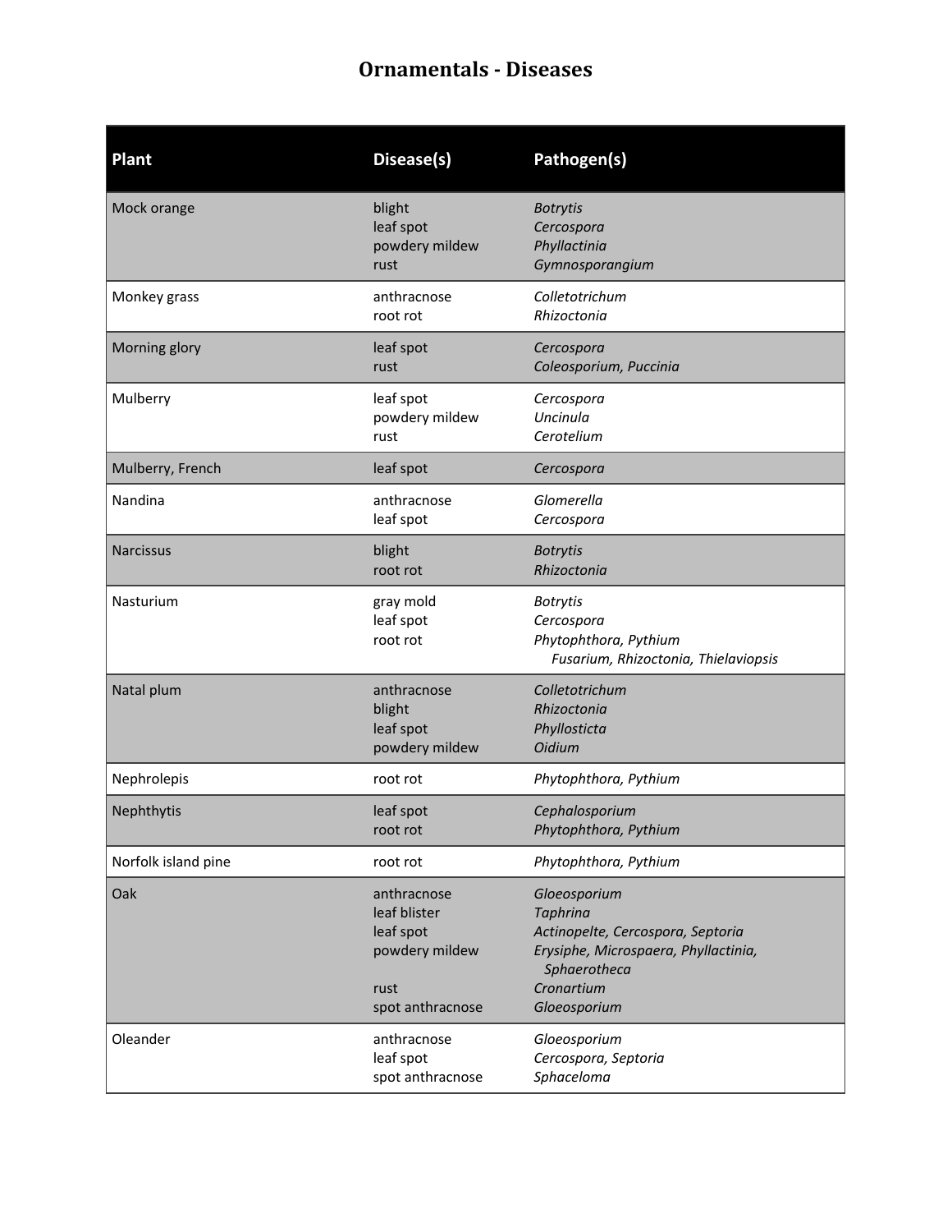# Ornamentals - Diseases

| Plant | Disease(s) | Pathogen(s) |
|---|---|---|
| Mock orange | blight<br>leaf spot<br>powdery mildew<br>rust | *Botrytis*<br>*Cercospora*<br>*Phyllactinia*<br>*Gymnosporangium* |
| Monkey grass | anthracnose<br>root rot | *Colletotrichum*<br>*Rhizoctonia* |
| Morning glory | leaf spot<br>rust | *Cercospora*<br>*Coleosporium, Puccinia* |
| Mulberry | leaf spot<br>powdery mildew<br>rust | *Cercospora*<br>*Uncinula*<br>*Cerotelium* |
| Mulberry, French | leaf spot | *Cercospora* |
| Nandina | anthracnose<br>leaf spot | *Glomerella*<br>*Cercospora* |
| Narcissus | blight<br>root rot | *Botrytis*<br>*Rhizoctonia* |
| Nasturium | gray mold<br>leaf spot<br>root rot | *Botrytis*<br>*Cercospora*<br>*Phytophthora, Pythium*<br>*Fusarium, Rhizoctonia, Thielaviopsis* |
| Natal plum | anthracnose<br>blight<br>leaf spot<br>powdery mildew | *Colletotrichum*<br>*Rhizoctonia*<br>*Phyllosticta*<br>*Oidium* |
| Nephrolepis | root rot | *Phytophthora, Pythium* |
| Nephthytis | leaf spot<br>root rot | *Cephalosporium*<br>*Phytophthora, Pythium* |
| Norfolk island pine | root rot | *Phytophthora, Pythium* |
| Oak | anthracnose<br>leaf blister<br>leaf spot<br>powdery mildew<br>rust<br>spot anthracnose | *Gloeosporium*<br>*Taphrina*<br>*Actinopelte, Cercospora, Septoria*<br>*Erysiphe, Microspaera, Phyllactinia, Sphaerotheca*<br>*Cronartium*<br>*Gloeosporium* |
| Oleander | anthracnose<br>leaf spot<br>spot anthracnose | *Gloeosporium*<br>*Cercospora, Septoria*<br>*Sphaceloma* |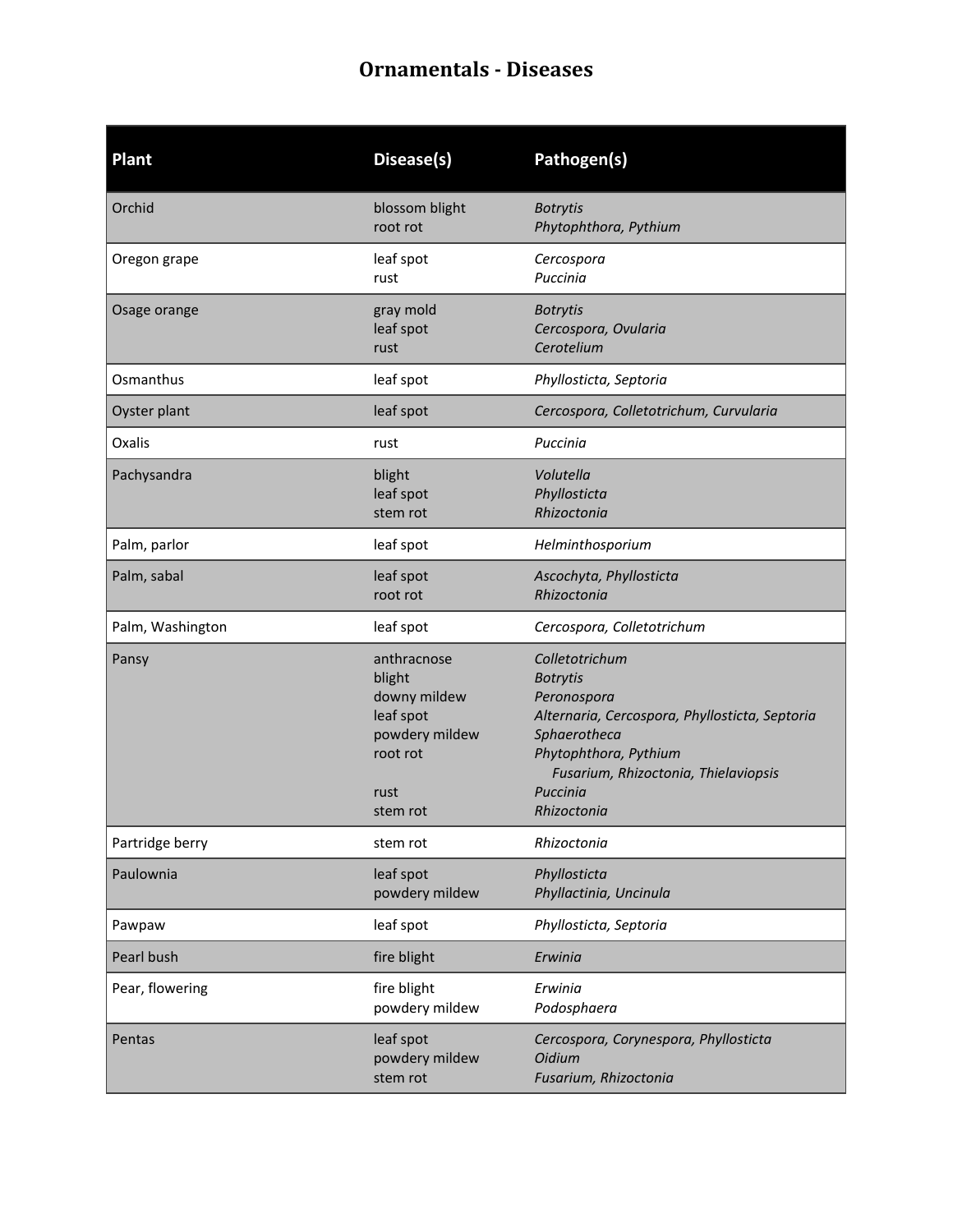# Ornamentals - Diseases

| Plant | Disease(s) | Pathogen(s) |
|---|---|---|
| Orchid | blossom blight<br>root rot | *Botrytis*<br>*Phytophthora, Pythium* |
| Oregon grape | leaf spot<br>rust | *Cercospora*<br>*Puccinia* |
| Osage orange | gray mold<br>leaf spot<br>rust | *Botrytis*<br>*Cercospora, Ovularia*<br>*Cerotelium* |
| Osmanthus | leaf spot | *Phyllosticta, Septoria* |
| Oyster plant | leaf spot | *Cercospora, Colletotrichum, Curvularia* |
| Oxalis | rust | *Puccinia* |
| Pachysandra | blight<br>leaf spot<br>stem rot | *Volutella*<br>*Phyllosticta*<br>*Rhizoctonia* |
| Palm, parlor | leaf spot | *Helminthosporium* |
| Palm, sabal | leaf spot<br>root rot | *Ascochyta, Phyllosticta*<br>*Rhizoctonia* |
| Palm, Washington | leaf spot | *Cercospora, Colletotrichum* |
| Pansy | anthracnose<br>blight<br>downy mildew<br>leaf spot<br>powdery mildew<br>root rot<br><br>rust<br>stem rot | *Colletotrichum*<br>*Botrytis*<br>*Peronospora*<br>*Alternaria, Cercospora, Phyllosticta, Septoria*<br>*Sphaerotheca*<br>*Phytophthora, Pythium*<br>*Fusarium, Rhizoctonia, Thielaviopsis*<br>*Puccinia*<br>*Rhizoctonia* |
| Partridge berry | stem rot | *Rhizoctonia* |
| Paulownia | leaf spot<br>powdery mildew | *Phyllosticta*<br>*Phyllactinia, Uncinula* |
| Pawpaw | leaf spot | *Phyllosticta, Septoria* |
| Pearl bush | fire blight | *Erwinia* |
| Pear, flowering | fire blight<br>powdery mildew | *Erwinia*<br>*Podosphaera* |
| Pentas | leaf spot<br>powdery mildew<br>stem rot | *Cercospora, Corynespora, Phyllosticta*<br>*Oidium*<br>*Fusarium, Rhizoctonia* |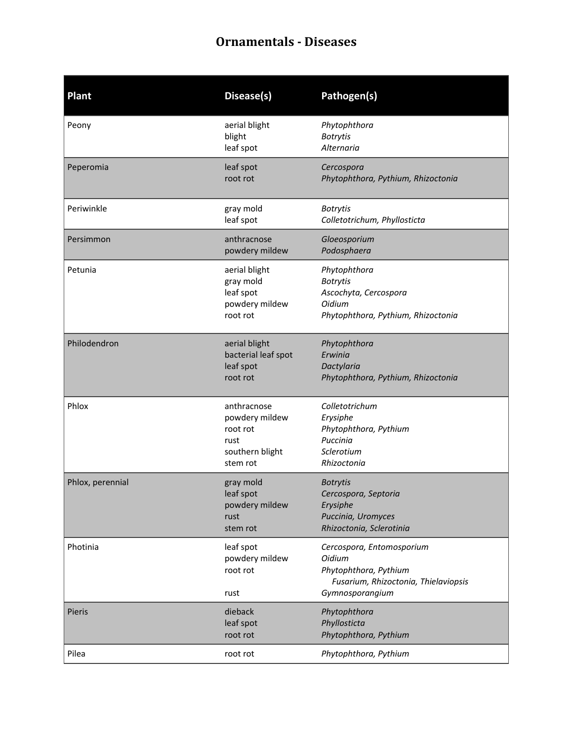# Ornamentals - Diseases

| Plant | Disease(s) | Pathogen(s) |
|---|---|---|
| Peony | aerial blight | *Phytophthora* |
| | blight | *Botrytis* |
| | leaf spot | *Alternaria* |
| Peperomia | leaf spot | *Cercospora* |
| | root rot | *Phytophthora, Pythium, Rhizoctonia* |
| Periwinkle | gray mold | *Botrytis* |
| | leaf spot | *Colletotrichum, Phyllosticta* |
| Persimmon | anthracnose | *Gloeosporium* |
| | powdery mildew | *Podosphaera* |
| Petunia | aerial blight | *Phytophthora* |
| | gray mold | *Botrytis* |
| | leaf spot | *Ascochyta, Cercospora* |
| | powdery mildew | *Oidium* |
| | root rot | *Phytophthora, Pythium, Rhizoctonia* |
| Philodendron | aerial blight | *Phytophthora* |
| | bacterial leaf spot | *Erwinia* |
| | leaf spot | *Dactylaria* |
| | root rot | *Phytophthora, Pythium, Rhizoctonia* |
| Phlox | anthracnose | *Colletotrichum* |
| | powdery mildew | *Erysiphe* |
| | root rot | *Phytophthora, Pythium* |
| | rust | *Puccinia* |
| | southern blight | *Sclerotium* |
| | stem rot | *Rhizoctonia* |
| Phlox, perennial | gray mold | *Botrytis* |
| | leaf spot | *Cercospora, Septoria* |
| | powdery mildew | *Erysiphe* |
| | rust | *Puccinia, Uromyces* |
| | stem rot | *Rhizoctonia, Sclerotinia* |
| Photinia | leaf spot | *Cercospora, Entomosporium* |
| | powdery mildew | *Oidium* |
| | root rot | *Phytophthora, Pythium* *Fusarium, Rhizoctonia, Thielaviopsis* |
| | rust | *Gymnosporangium* |
| Pieris | dieback | *Phytophthora* |
| | leaf spot | *Phyllosticta* |
| | root rot | *Phytophthora, Pythium* |
| Pilea | root rot | *Phytophthora, Pythium* |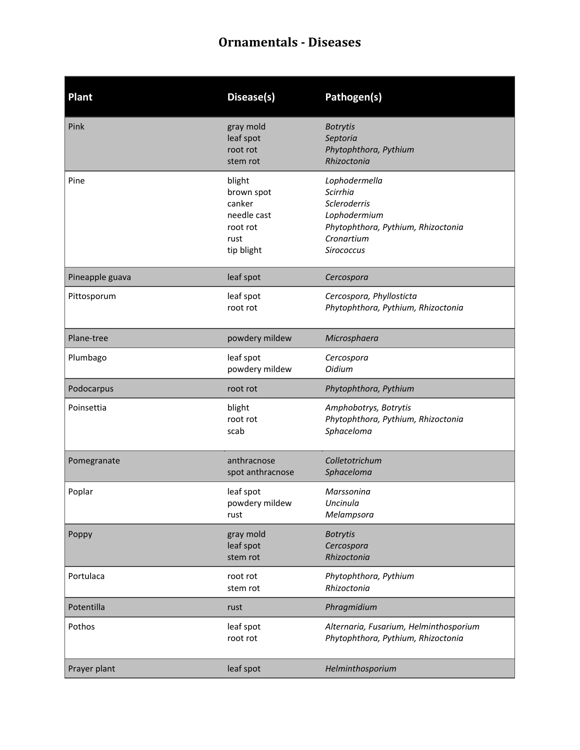# Ornamentals - Diseases

| Plant | Disease(s) | Pathogen(s) |
|---|---|---|
| Pink | gray mold<br>leaf spot<br>root rot<br>stem rot | *Botrytis*<br>*Septoria*<br>*Phytophthora, Pythium*<br>*Rhizoctonia* |
| Pine | blight<br>brown spot<br>canker<br>needle cast<br>root rot<br>rust<br>tip blight | *Lophodermella*<br>*Scirrhia*<br>*Scleroderris*<br>*Lophodermium*<br>*Phytophthora, Pythium, Rhizoctonia*<br>*Cronartium*<br>*Sirococcus* |
| Pineapple guava | leaf spot | *Cercospora* |
| Pittosporum | leaf spot<br>root rot | *Cercospora, Phyllosticta*<br>*Phytophthora, Pythium, Rhizoctonia* |
| Plane-tree | powdery mildew | *Microsphaera* |
| Plumbago | leaf spot<br>powdery mildew | *Cercospora*<br>*Oidium* |
| Podocarpus | root rot | *Phytophthora, Pythium* |
| Poinsettia | blight<br>root rot<br>scab | *Amphobotrys, Botrytis*<br>*Phytophthora, Pythium, Rhizoctonia*<br>*Sphaceloma* |
| Pomegranate | anthracnose<br>spot anthracnose | *Colletotrichum*<br>*Sphaceloma* |
| Poplar | leaf spot<br>powdery mildew<br>rust | *Marssonina*<br>*Uncinula*<br>*Melampsora* |
| Poppy | gray mold<br>leaf spot<br>stem rot | *Botrytis*<br>*Cercospora*<br>*Rhizoctonia* |
| Portulaca | root rot<br>stem rot | *Phytophthora, Pythium*<br>*Rhizoctonia* |
| Potentilla | rust | *Phragmidium* |
| Pothos | leaf spot<br>root rot | *Alternaria, Fusarium, Helminthosporium*<br>*Phytophthora, Pythium, Rhizoctonia* |
| Prayer plant | leaf spot | *Helminthosporium* |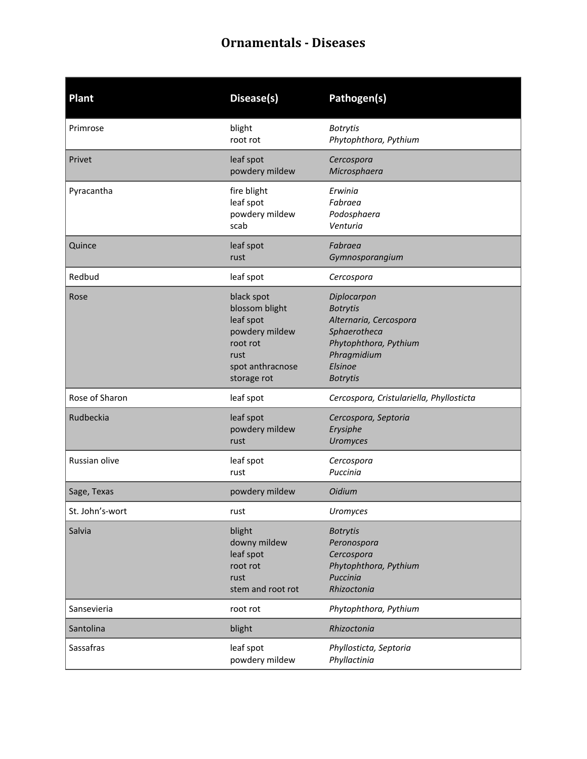# Ornamentals - Diseases

| Plant | Disease(s) | Pathogen(s) |
|---|---|---|
| Primrose | blight<br>root rot | *Botrytis*<br>*Phytophthora, Pythium* |
| Privet | leaf spot<br>powdery mildew | *Cercospora*<br>*Microsphaera* |
| Pyracantha | fire blight<br>leaf spot<br>powdery mildew<br>scab | *Erwinia*<br>*Fabraea*<br>*Podosphaera*<br>*Venturia* |
| Quince | leaf spot<br>rust | *Fabraea*<br>*Gymnosporangium* |
| Redbud | leaf spot | *Cercospora* |
| Rose | black spot<br>blossom blight<br>leaf spot<br>powdery mildew<br>root rot<br>rust<br>spot anthracnose<br>storage rot | *Diplocarpon*<br>*Botrytis*<br>*Alternaria, Cercospora*<br>*Sphaerotheca*<br>*Phytophthora, Pythium*<br>*Phragmidium*<br>*Elsinoe*<br>*Botrytis* |
| Rose of Sharon | leaf spot | *Cercospora, Cristulariella, Phyllosticta* |
| Rudbeckia | leaf spot<br>powdery mildew<br>rust | *Cercospora, Septoria*<br>*Erysiphe*<br>*Uromyces* |
| Russian olive | leaf spot<br>rust | *Cercospora*<br>*Puccinia* |
| Sage, Texas | powdery mildew | *Oidium* |
| St. John's-wort | rust | *Uromyces* |
| Salvia | blight<br>downy mildew<br>leaf spot<br>root rot<br>rust<br>stem and root rot | *Botrytis*<br>*Peronospora*<br>*Cercospora*<br>*Phytophthora, Pythium*<br>*Puccinia*<br>*Rhizoctonia* |
| Sansevieria | root rot | *Phytophthora, Pythium* |
| Santolina | blight | *Rhizoctonia* |
| Sassafras | leaf spot<br>powdery mildew | *Phyllosticta, Septoria*<br>*Phyllactinia* |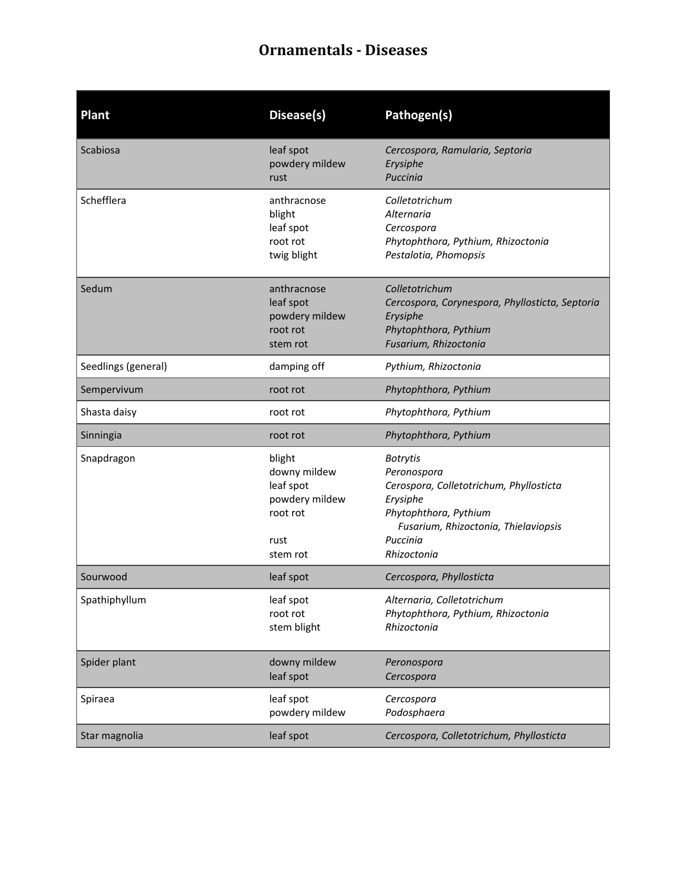# Ornamentals - Diseases

| Plant | Disease(s) | Pathogen(s) |
|---|---|---|
| Scabiosa | leaf spot<br>powdery mildew<br>rust | *Cercospora, Ramularia, Septoria*<br>*Erysiphe*<br>*Puccinia* |
| Schefflera | anthracnose<br>blight<br>leaf spot<br>root rot<br>twig blight | *Colletotrichum*<br>*Alternaria*<br>*Cercospora*<br>*Phytophthora, Pythium, Rhizoctonia*<br>*Pestalotia, Phomopsis* |
| Sedum | anthracnose<br>leaf spot<br>powdery mildew<br>root rot<br>stem rot | *Colletotrichum*<br>*Cercospora, Corynespora, Phyllosticta, Septoria*<br>*Erysiphe*<br>*Phytophthora, Pythium*<br>*Fusarium, Rhizoctonia* |
| Seedlings (general) | damping off | *Pythium, Rhizoctonia* |
| Sempervivum | root rot | *Phytophthora, Pythium* |
| Shasta daisy | root rot | *Phytophthora, Pythium* |
| Sinningia | root rot | *Phytophthora, Pythium* |
| Snapdragon | blight<br>downy mildew<br>leaf spot<br>powdery mildew<br>root rot<br><br>rust<br>stem rot | *Botrytis*<br>*Peronospora*<br>*Cerospora, Colletotrichum, Phyllosticta*<br>*Erysiphe*<br>*Phytophthora, Pythium*<br>*Fusarium, Rhizoctonia, Thielaviopsis*<br>*Puccinia*<br>*Rhizoctonia* |
| Sourwood | leaf spot | *Cercospora, Phyllosticta* |
| Spathiphyllum | leaf spot<br>root rot<br>stem blight | *Alternaria, Colletotrichum*<br>*Phytophthora, Pythium, Rhizoctonia*<br>*Rhizoctonia* |
| Spider plant | downy mildew<br>leaf spot | *Peronospora*<br>*Cercospora* |
| Spiraea | leaf spot<br>powdery mildew | *Cercospora*<br>*Podosphaera* |
| Star magnolia | leaf spot | *Cercospora, Colletotrichum, Phyllosticta* |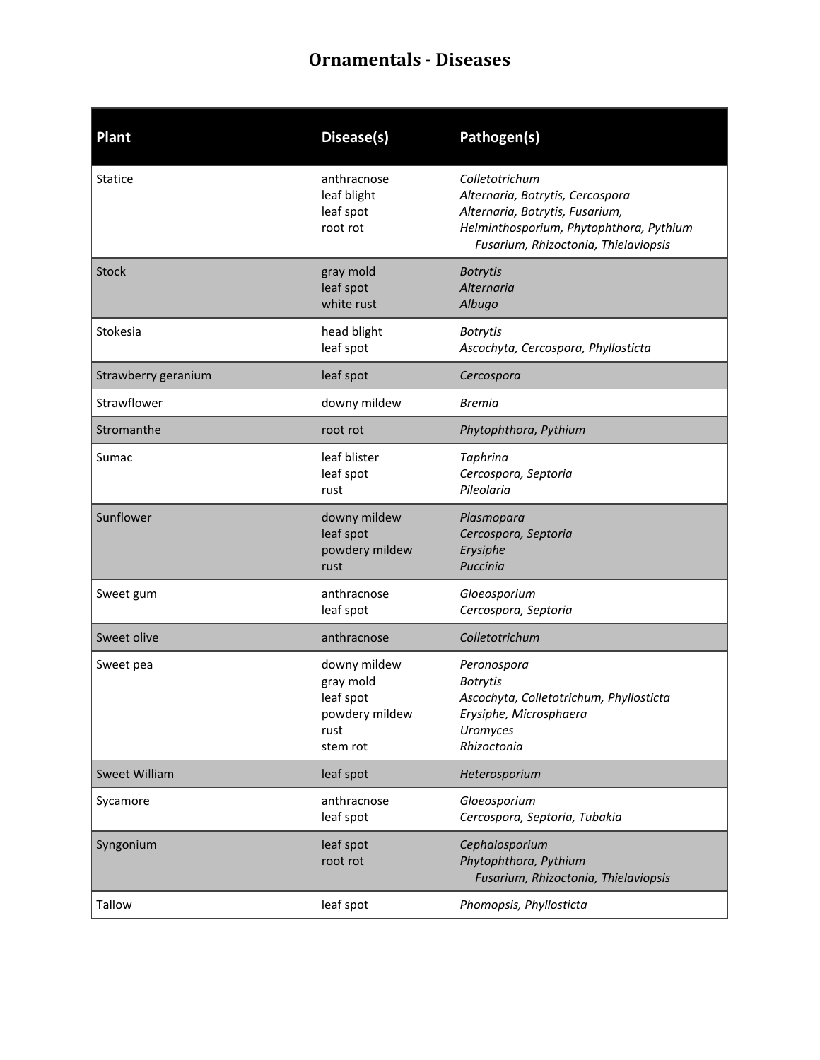# Ornamentals - Diseases

| Plant | Disease(s) | Pathogen(s) |
|---|---|---|
| Statice | anthracnose<br>leaf blight<br>leaf spot<br>root rot | *Colletotrichum*<br>*Alternaria, Botrytis, Cercospora*<br>*Alternaria, Botrytis, Fusarium,*<br>*Helminthosporium, Phytophthora, Pythium*<br>*Fusarium, Rhizoctonia, Thielaviopsis* |
| Stock | gray mold<br>leaf spot<br>white rust | *Botrytis*<br>*Alternaria*<br>*Albugo* |
| Stokesia | head blight<br>leaf spot | *Botrytis*<br>*Ascochyta, Cercospora, Phyllosticta* |
| Strawberry geranium | leaf spot | *Cercospora* |
| Strawflower | downy mildew | *Bremia* |
| Stromanthe | root rot | *Phytophthora, Pythium* |
| Sumac | leaf blister<br>leaf spot<br>rust | *Taphrina*<br>*Cercospora, Septoria*<br>*Pileolaria* |
| Sunflower | downy mildew<br>leaf spot<br>powdery mildew<br>rust | *Plasmopara*<br>*Cercospora, Septoria*<br>*Erysiphe*<br>*Puccinia* |
| Sweet gum | anthracnose<br>leaf spot | *Gloeosporium*<br>*Cercospora, Septoria* |
| Sweet olive | anthracnose | *Colletotrichum* |
| Sweet pea | downy mildew<br>gray mold<br>leaf spot<br>powdery mildew<br>rust<br>stem rot | *Peronospora*<br>*Botrytis*<br>*Ascochyta, Colletotrichum, Phyllosticta*<br>*Erysiphe, Microsphaera*<br>*Uromyces*<br>*Rhizoctonia* |
| Sweet William | leaf spot | *Heterosporium* |
| Sycamore | anthracnose<br>leaf spot | *Gloeosporium*<br>*Cercospora, Septoria, Tubakia* |
| Syngonium | leaf spot<br>root rot | *Cephalosporium*<br>*Phytophthora, Pythium*<br>*Fusarium, Rhizoctonia, Thielaviopsis* |
| Tallow | leaf spot | *Phomopsis, Phyllosticta* |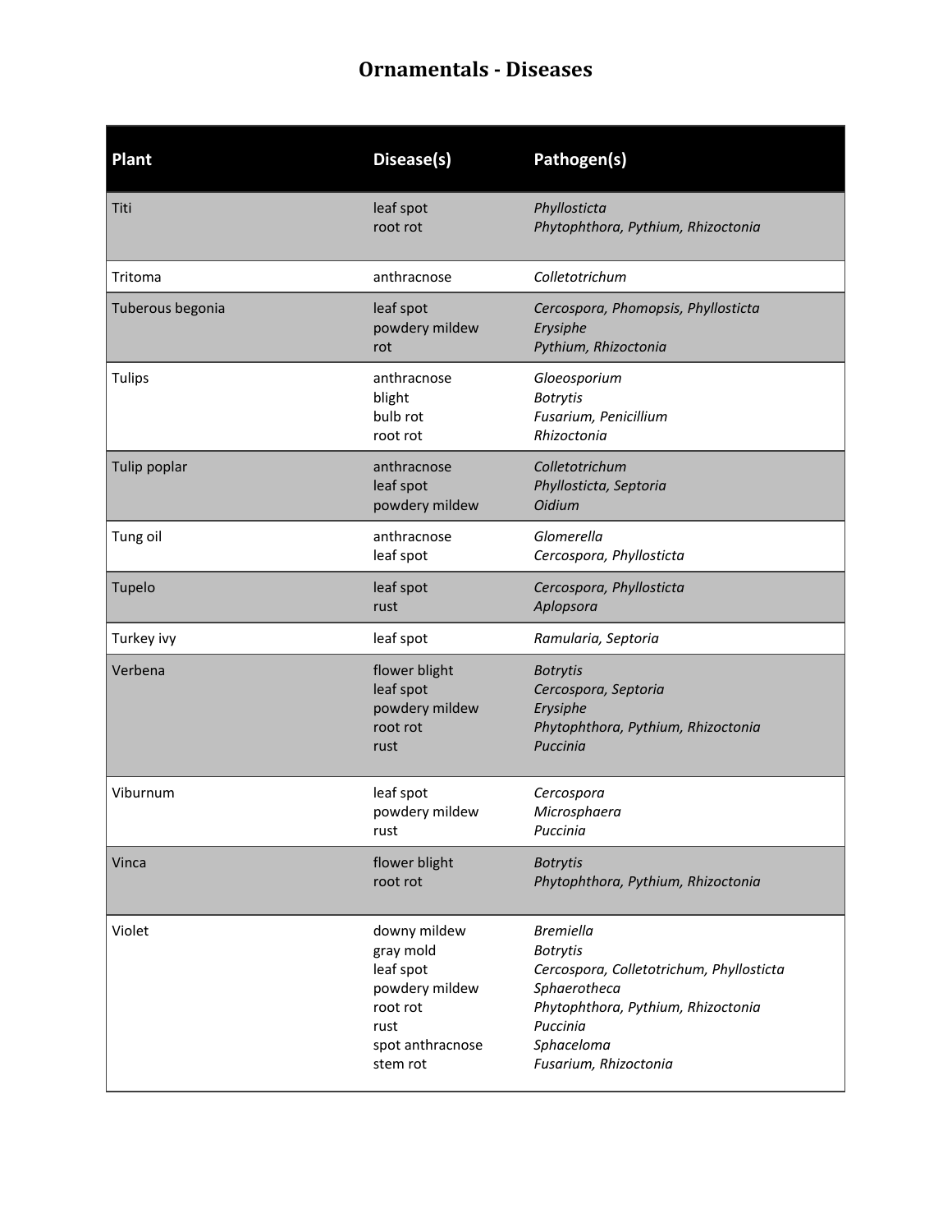# Ornamentals - Diseases

| Plant | Disease(s) | Pathogen(s) |
|---|---|---|
| Titi | leaf spot<br>root rot | *Phyllosticta*<br>*Phytophthora, Pythium, Rhizoctonia* |
| Tritoma | anthracnose | *Colletotrichum* |
| Tuberous begonia | leaf spot<br>powdery mildew<br>rot | *Cercospora, Phomopsis, Phyllosticta*<br>*Erysiphe*<br>*Pythium, Rhizoctonia* |
| Tulips | anthracnose<br>blight<br>bulb rot<br>root rot | *Gloeosporium*<br>*Botrytis*<br>*Fusarium, Penicillium*<br>*Rhizoctonia* |
| Tulip poplar | anthracnose<br>leaf spot<br>powdery mildew | *Colletotrichum*<br>*Phyllosticta, Septoria*<br>*Oidium* |
| Tung oil | anthracnose<br>leaf spot | *Glomerella*<br>*Cercospora, Phyllosticta* |
| Tupelo | leaf spot<br>rust | *Cercospora, Phyllosticta*<br>*Aplopsora* |
| Turkey ivy | leaf spot | *Ramularia, Septoria* |
| Verbena | flower blight<br>leaf spot<br>powdery mildew<br>root rot<br>rust | *Botrytis*<br>*Cercospora, Septoria*<br>*Erysiphe*<br>*Phytophthora, Pythium, Rhizoctonia*<br>*Puccinia* |
| Viburnum | leaf spot<br>powdery mildew<br>rust | *Cercospora*<br>*Microsphaera*<br>*Puccinia* |
| Vinca | flower blight<br>root rot | *Botrytis*<br>*Phytophthora, Pythium, Rhizoctonia* |
| Violet | downy mildew<br>gray mold<br>leaf spot<br>powdery mildew<br>root rot<br>rust<br>spot anthracnose<br>stem rot | *Bremiella*<br>*Botrytis*<br>*Cercospora, Colletotrichum, Phyllosticta*<br>*Sphaerotheca*<br>*Phytophthora, Pythium, Rhizoctonia*<br>*Puccinia*<br>*Sphaceloma*<br>*Fusarium, Rhizoctonia* |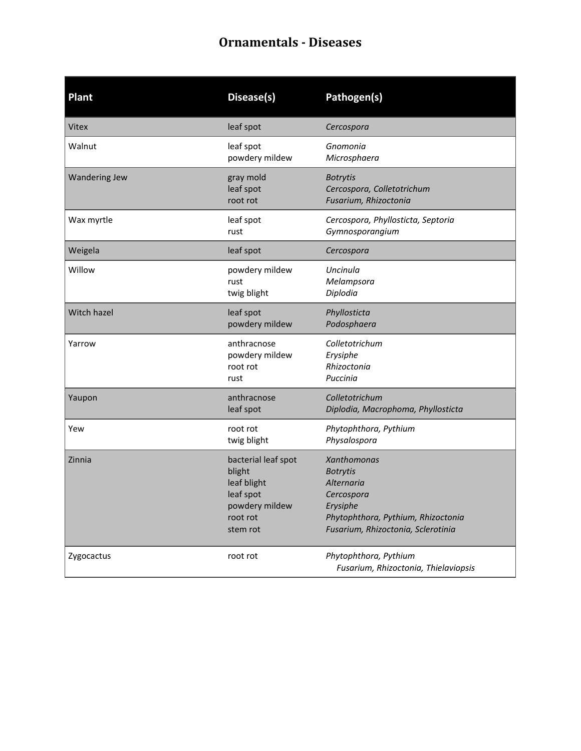# Ornamentals - Diseases

| Plant | Disease(s) | Pathogen(s) |
|---|---|---|
| Vitex | leaf spot | *Cercospora* |
| Walnut | leaf spot<br>powdery mildew | *Gnomonia*<br>*Microsphaera* |
| Wandering Jew | gray mold<br>leaf spot<br>root rot | *Botrytis*<br>*Cercospora, Colletotrichum*<br>*Fusarium, Rhizoctonia* |
| Wax myrtle | leaf spot<br>rust | *Cercospora, Phyllosticta, Septoria*<br>*Gymnosporangium* |
| Weigela | leaf spot | *Cercospora* |
| Willow | powdery mildew<br>rust<br>twig blight | *Uncinula*<br>*Melampsora*<br>*Diplodia* |
| Witch hazel | leaf spot<br>powdery mildew | *Phyllosticta*<br>*Podosphaera* |
| Yarrow | anthracnose<br>powdery mildew<br>root rot<br>rust | *Colletotrichum*<br>*Erysiphe*<br>*Rhizoctonia*<br>*Puccinia* |
| Yaupon | anthracnose<br>leaf spot | *Colletotrichum*<br>*Diplodia, Macrophoma, Phyllosticta* |
| Yew | root rot<br>twig blight | *Phytophthora, Pythium*<br>*Physalospora* |
| Zinnia | bacterial leaf spot<br>blight<br>leaf blight<br>leaf spot<br>powdery mildew<br>root rot<br>stem rot | *Xanthomonas*<br>*Botrytis*<br>*Alternaria*<br>*Cercospora*<br>*Erysiphe*<br>*Phytophthora, Pythium, Rhizoctonia*<br>*Fusarium, Rhizoctonia, Sclerotinia* |
| Zygocactus | root rot | *Phytophthora, Pythium*<br>*Fusarium, Rhizoctonia, Thielaviopsis* |